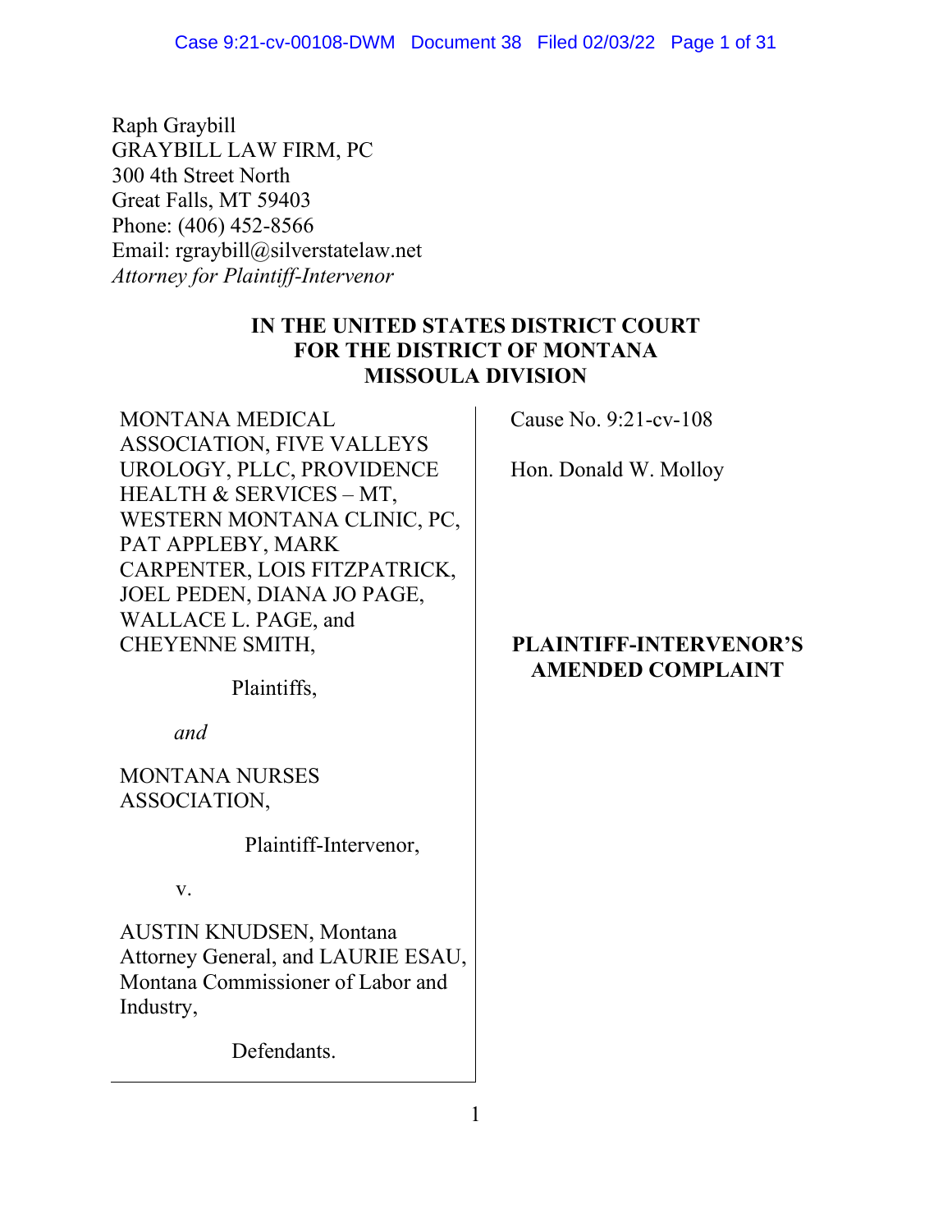Raph Graybill
GRAYBILL LAW FIRM, PC
300 4th Street North
Great Falls, MT 59403
Phone: (406) 452-8566
Email: rgraybill@silverstatelaw.net
*Attorney for Plaintiff-Intervenor*

**IN THE UNITED STATES DISTRICT COURT**
**FOR THE DISTRICT OF MONTANA**
**MISSOULA DIVISION**

| | |
|---|---|
| MONTANA MEDICAL ASSOCIATION, FIVE VALLEYS UROLOGY, PLLC, PROVIDENCE HEALTH & SERVICES – MT, WESTERN MONTANA CLINIC, PC, PAT APPLEBY, MARK CARPENTER, LOIS FITZPATRICK, JOEL PEDEN, DIANA JO PAGE, WALLACE L. PAGE, and CHEYENNE SMITH,<br><br>Plaintiffs,<br><br>*and*<br><br>MONTANA NURSES ASSOCIATION,<br><br>Plaintiff-Intervenor,<br><br>v.<br><br>AUSTIN KNUDSEN, Montana Attorney General, and LAURIE ESAU, Montana Commissioner of Labor and Industry,<br><br>Defendants. | Cause No. 9:21-cv-108<br><br>Hon. Donald W. Molloy<br><br>**PLAINTIFF-INTERVENOR'S AMENDED COMPLAINT** |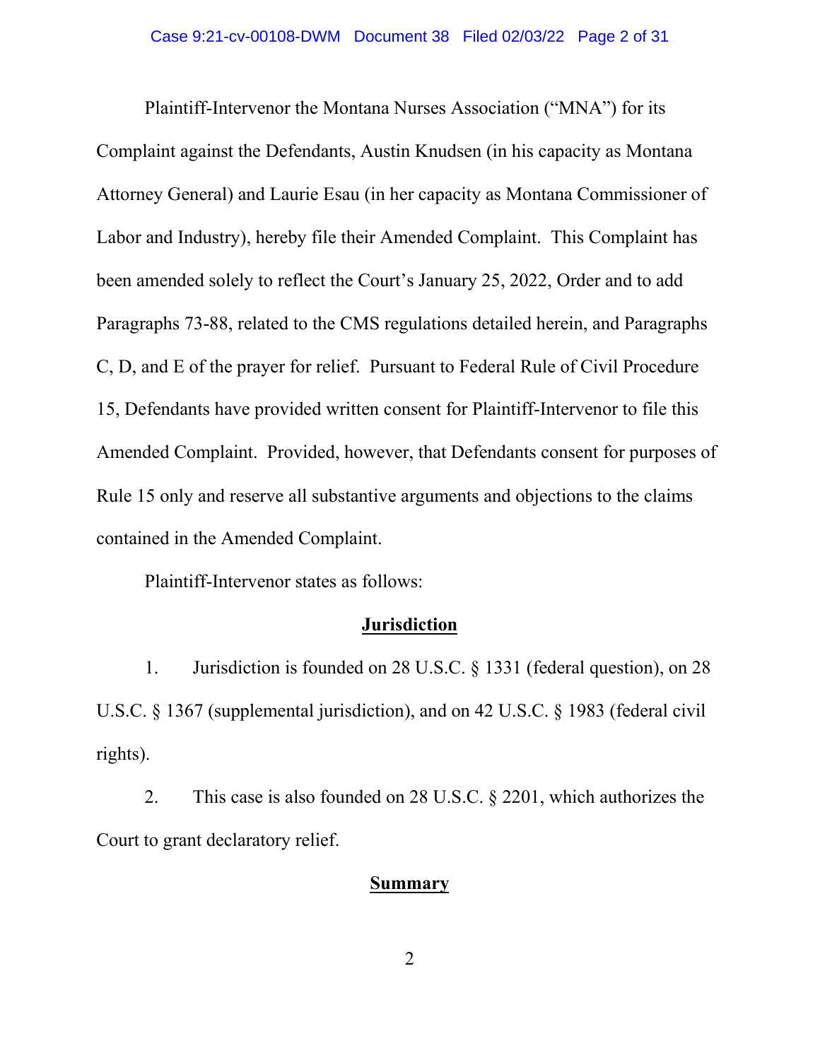Plaintiff-Intervenor the Montana Nurses Association ("MNA") for its Complaint against the Defendants, Austin Knudsen (in his capacity as Montana Attorney General) and Laurie Esau (in her capacity as Montana Commissioner of Labor and Industry), hereby file their Amended Complaint. This Complaint has been amended solely to reflect the Court's January 25, 2022, Order and to add Paragraphs 73-88, related to the CMS regulations detailed herein, and Paragraphs C, D, and E of the prayer for relief. Pursuant to Federal Rule of Civil Procedure 15, Defendants have provided written consent for Plaintiff-Intervenor to file this Amended Complaint. Provided, however, that Defendants consent for purposes of Rule 15 only and reserve all substantive arguments and objections to the claims contained in the Amended Complaint.

Plaintiff-Intervenor states as follows:

## **Jurisdiction**

1. Jurisdiction is founded on 28 U.S.C. § 1331 (federal question), on 28 U.S.C. § 1367 (supplemental jurisdiction), and on 42 U.S.C. § 1983 (federal civil rights).

2. This case is also founded on 28 U.S.C. § 2201, which authorizes the Court to grant declaratory relief.

## **Summary**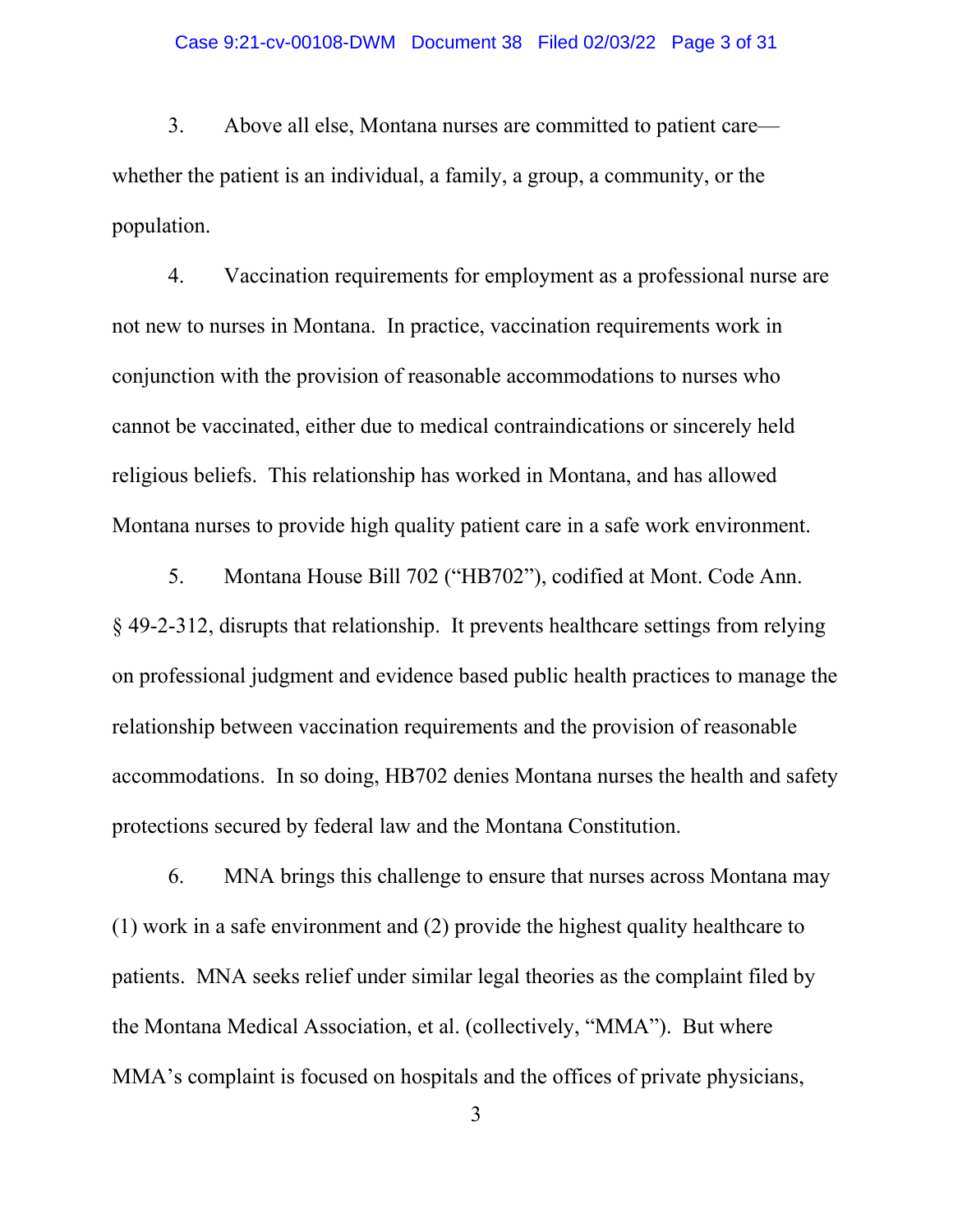3. Above all else, Montana nurses are committed to patient care—whether the patient is an individual, a family, a group, a community, or the population.

4. Vaccination requirements for employment as a professional nurse are not new to nurses in Montana. In practice, vaccination requirements work in conjunction with the provision of reasonable accommodations to nurses who cannot be vaccinated, either due to medical contraindications or sincerely held religious beliefs. This relationship has worked in Montana, and has allowed Montana nurses to provide high quality patient care in a safe work environment.

5. Montana House Bill 702 ("HB702"), codified at Mont. Code Ann. § 49-2-312, disrupts that relationship. It prevents healthcare settings from relying on professional judgment and evidence based public health practices to manage the relationship between vaccination requirements and the provision of reasonable accommodations. In so doing, HB702 denies Montana nurses the health and safety protections secured by federal law and the Montana Constitution.

6. MNA brings this challenge to ensure that nurses across Montana may (1) work in a safe environment and (2) provide the highest quality healthcare to patients. MNA seeks relief under similar legal theories as the complaint filed by the Montana Medical Association, et al. (collectively, "MMA"). But where MMA's complaint is focused on hospitals and the offices of private physicians,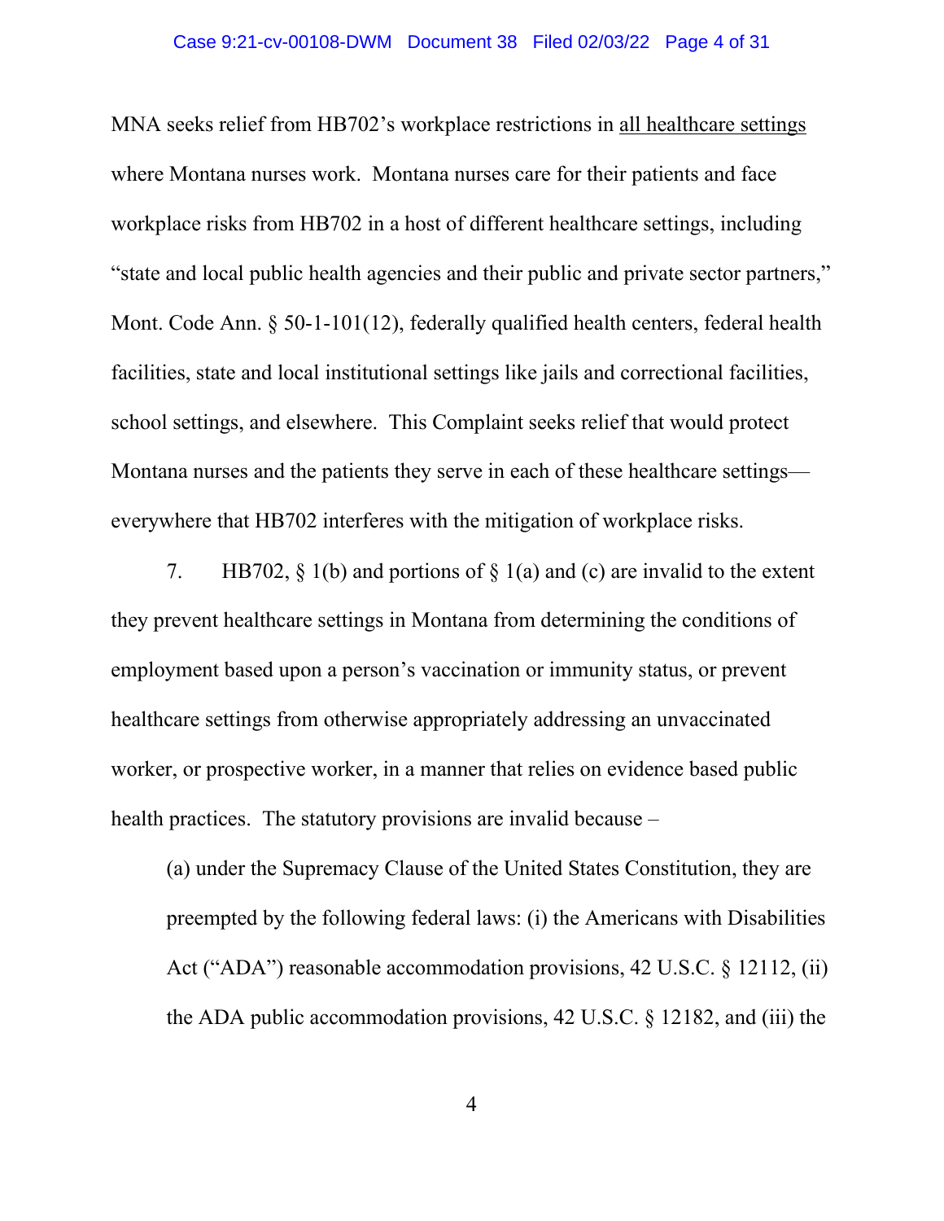MNA seeks relief from HB702's workplace restrictions in <u>all healthcare settings</u> where Montana nurses work. Montana nurses care for their patients and face workplace risks from HB702 in a host of different healthcare settings, including "state and local public health agencies and their public and private sector partners," Mont. Code Ann. § 50-1-101(12), federally qualified health centers, federal health facilities, state and local institutional settings like jails and correctional facilities, school settings, and elsewhere. This Complaint seeks relief that would protect Montana nurses and the patients they serve in each of these healthcare settings—everywhere that HB702 interferes with the mitigation of workplace risks.

7. HB702, § 1(b) and portions of § 1(a) and (c) are invalid to the extent they prevent healthcare settings in Montana from determining the conditions of employment based upon a person's vaccination or immunity status, or prevent healthcare settings from otherwise appropriately addressing an unvaccinated worker, or prospective worker, in a manner that relies on evidence based public health practices. The statutory provisions are invalid because –

(a) under the Supremacy Clause of the United States Constitution, they are preempted by the following federal laws: (i) the Americans with Disabilities Act ("ADA") reasonable accommodation provisions, 42 U.S.C. § 12112, (ii) the ADA public accommodation provisions, 42 U.S.C. § 12182, and (iii) the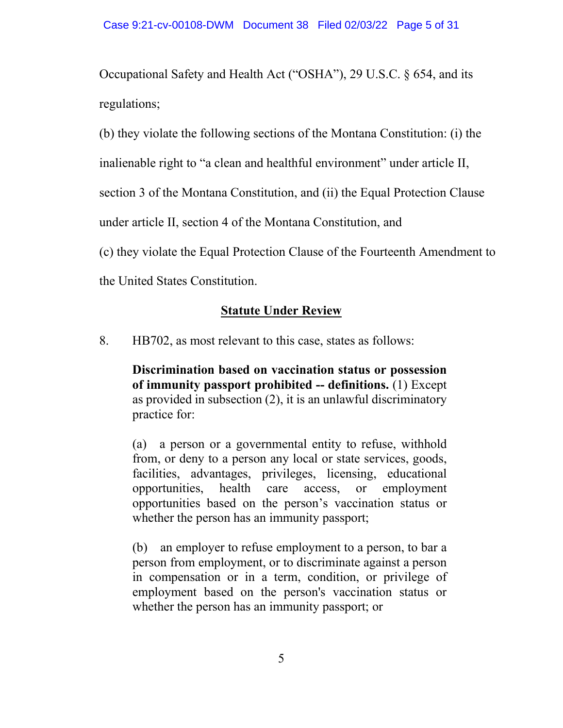Occupational Safety and Health Act ("OSHA"), 29 U.S.C. § 654, and its regulations;

(b) they violate the following sections of the Montana Constitution: (i) the inalienable right to "a clean and healthful environment" under article II, section 3 of the Montana Constitution, and (ii) the Equal Protection Clause under article II, section 4 of the Montana Constitution, and

(c) they violate the Equal Protection Clause of the Fourteenth Amendment to the United States Constitution.

**Statute Under Review**

8. HB702, as most relevant to this case, states as follows:

> **Discrimination based on vaccination status or possession of immunity passport prohibited -- definitions.** (1) Except as provided in subsection (2), it is an unlawful discriminatory practice for:
>
> (a) a person or a governmental entity to refuse, withhold from, or deny to a person any local or state services, goods, facilities, advantages, privileges, licensing, educational opportunities, health care access, or employment opportunities based on the person's vaccination status or whether the person has an immunity passport;
>
> (b) an employer to refuse employment to a person, to bar a person from employment, or to discriminate against a person in compensation or in a term, condition, or privilege of employment based on the person's vaccination status or whether the person has an immunity passport; or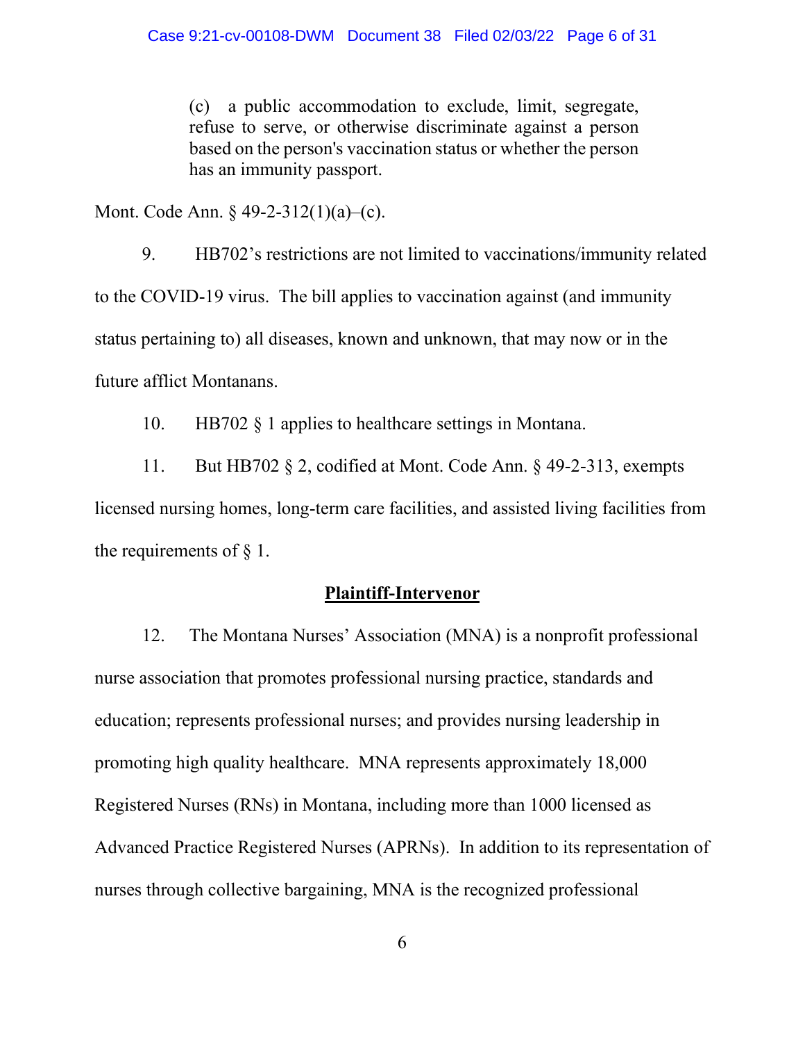> (c) a public accommodation to exclude, limit, segregate, refuse to serve, or otherwise discriminate against a person based on the person's vaccination status or whether the person has an immunity passport.

Mont. Code Ann. § 49-2-312(1)(a)–(c).

9. HB702's restrictions are not limited to vaccinations/immunity related to the COVID-19 virus. The bill applies to vaccination against (and immunity status pertaining to) all diseases, known and unknown, that may now or in the future afflict Montanans.

10. HB702 § 1 applies to healthcare settings in Montana.

11. But HB702 § 2, codified at Mont. Code Ann. § 49-2-313, exempts licensed nursing homes, long-term care facilities, and assisted living facilities from the requirements of § 1.

**<u>Plaintiff-Intervenor</u>**

12. The Montana Nurses' Association (MNA) is a nonprofit professional nurse association that promotes professional nursing practice, standards and education; represents professional nurses; and provides nursing leadership in promoting high quality healthcare. MNA represents approximately 18,000 Registered Nurses (RNs) in Montana, including more than 1000 licensed as Advanced Practice Registered Nurses (APRNs). In addition to its representation of nurses through collective bargaining, MNA is the recognized professional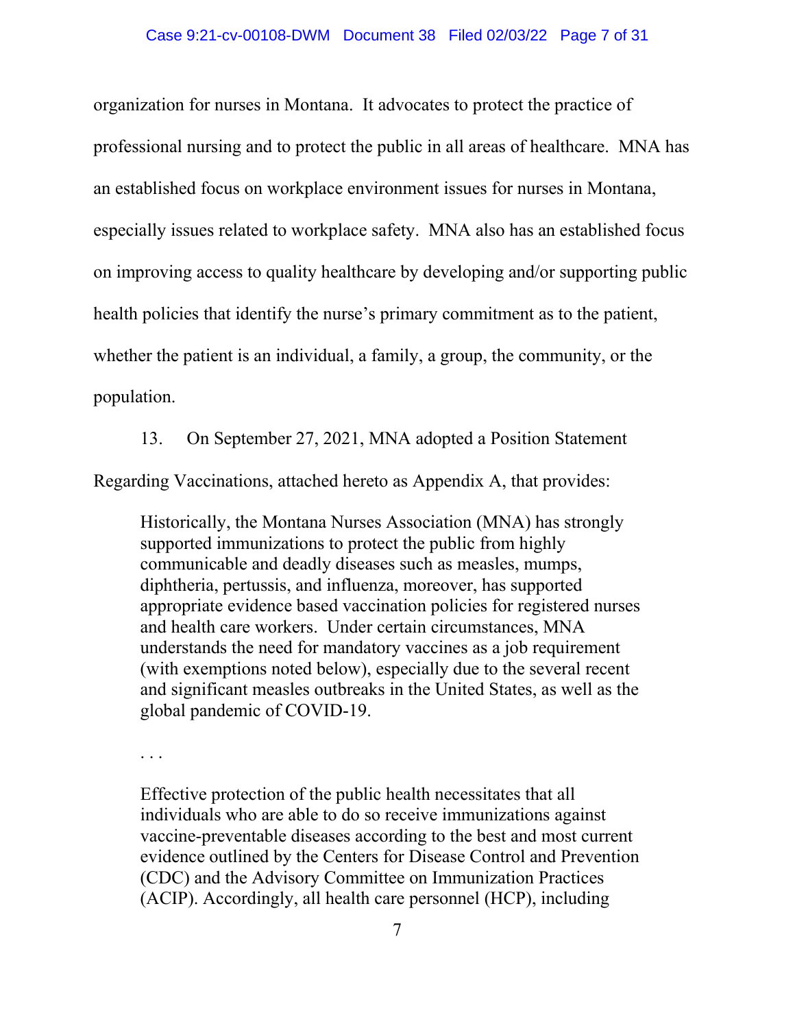organization for nurses in Montana. It advocates to protect the practice of professional nursing and to protect the public in all areas of healthcare. MNA has an established focus on workplace environment issues for nurses in Montana, especially issues related to workplace safety. MNA also has an established focus on improving access to quality healthcare by developing and/or supporting public health policies that identify the nurse's primary commitment as to the patient, whether the patient is an individual, a family, a group, the community, or the population.

13. On September 27, 2021, MNA adopted a Position Statement Regarding Vaccinations, attached hereto as Appendix A, that provides:

> Historically, the Montana Nurses Association (MNA) has strongly supported immunizations to protect the public from highly communicable and deadly diseases such as measles, mumps, diphtheria, pertussis, and influenza, moreover, has supported appropriate evidence based vaccination policies for registered nurses and health care workers. Under certain circumstances, MNA understands the need for mandatory vaccines as a job requirement (with exemptions noted below), especially due to the several recent and significant measles outbreaks in the United States, as well as the global pandemic of COVID-19.
>
> . . .
>
> Effective protection of the public health necessitates that all individuals who are able to do so receive immunizations against vaccine-preventable diseases according to the best and most current evidence outlined by the Centers for Disease Control and Prevention (CDC) and the Advisory Committee on Immunization Practices (ACIP). Accordingly, all health care personnel (HCP), including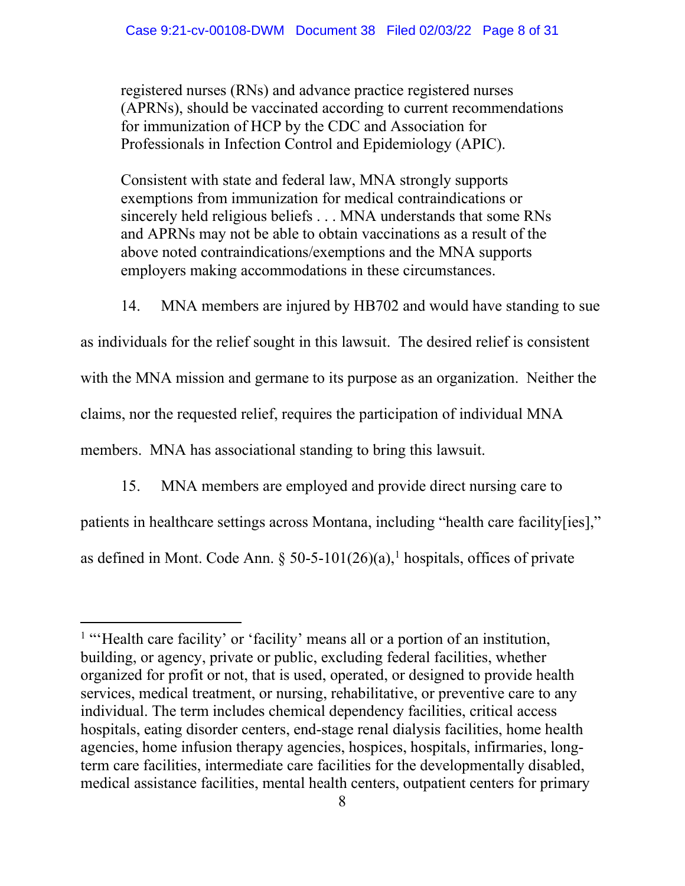> registered nurses (RNs) and advance practice registered nurses (APRNs), should be vaccinated according to current recommendations for immunization of HCP by the CDC and Association for Professionals in Infection Control and Epidemiology (APIC).
>
> Consistent with state and federal law, MNA strongly supports exemptions from immunization for medical contraindications or sincerely held religious beliefs . . . MNA understands that some RNs and APRNs may not be able to obtain vaccinations as a result of the above noted contraindications/exemptions and the MNA supports employers making accommodations in these circumstances.

14. MNA members are injured by HB702 and would have standing to sue as individuals for the relief sought in this lawsuit. The desired relief is consistent with the MNA mission and germane to its purpose as an organization. Neither the claims, nor the requested relief, requires the participation of individual MNA members. MNA has associational standing to bring this lawsuit.

15. MNA members are employed and provide direct nursing care to patients in healthcare settings across Montana, including "health care facility[ies]," as defined in Mont. Code Ann. § 50-5-101(26)(a),[1] hospitals, offices of private

---

[1] "'Health care facility' or 'facility' means all or a portion of an institution, building, or agency, private or public, excluding federal facilities, whether organized for profit or not, that is used, operated, or designed to provide health services, medical treatment, or nursing, rehabilitative, or preventive care to any individual. The term includes chemical dependency facilities, critical access hospitals, eating disorder centers, end-stage renal dialysis facilities, home health agencies, home infusion therapy agencies, hospices, hospitals, infirmaries, long-term care facilities, intermediate care facilities for the developmentally disabled, medical assistance facilities, mental health centers, outpatient centers for primary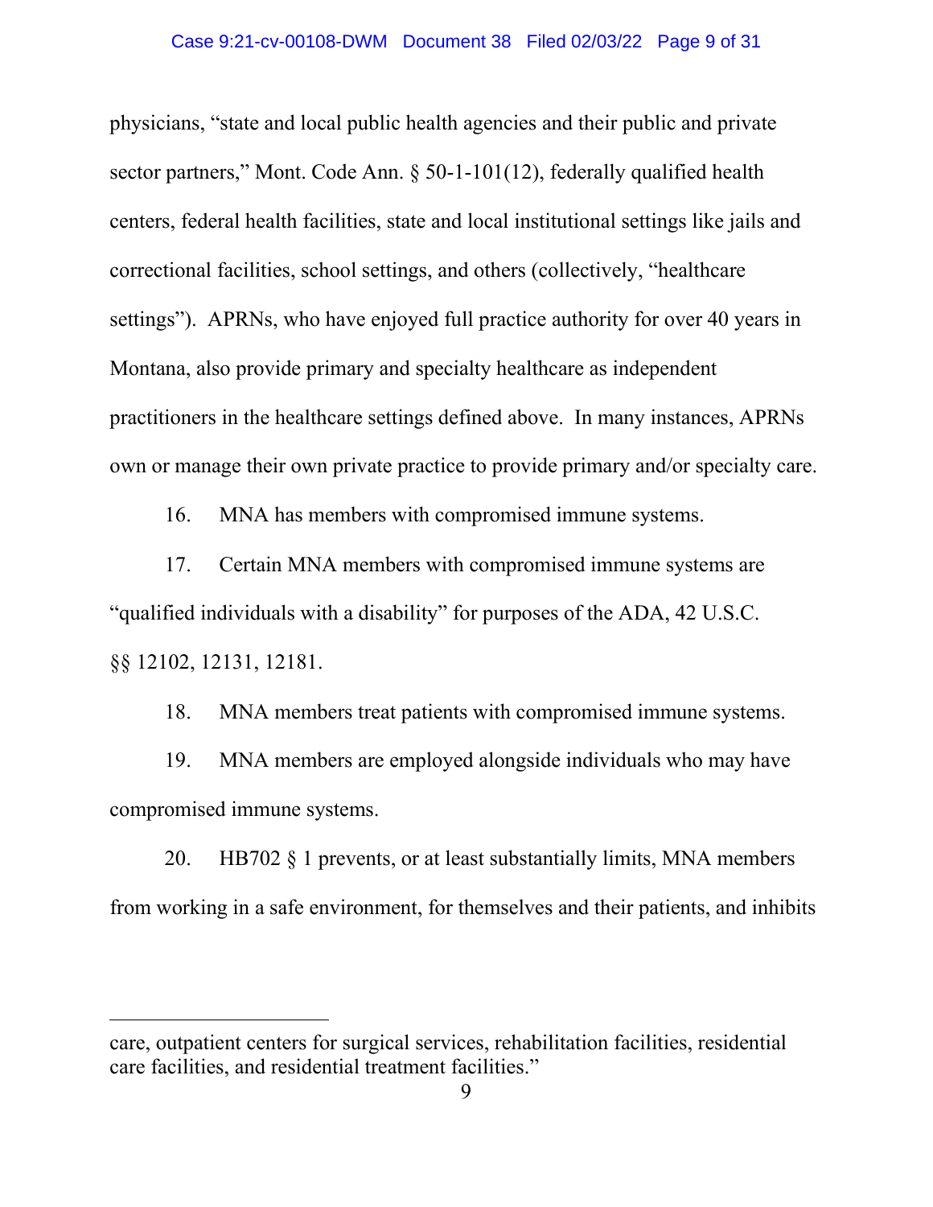physicians, "state and local public health agencies and their public and private sector partners," Mont. Code Ann. § 50-1-101(12), federally qualified health centers, federal health facilities, state and local institutional settings like jails and correctional facilities, school settings, and others (collectively, "healthcare settings"). APRNs, who have enjoyed full practice authority for over 40 years in Montana, also provide primary and specialty healthcare as independent practitioners in the healthcare settings defined above. In many instances, APRNs own or manage their own private practice to provide primary and/or specialty care.

16. MNA has members with compromised immune systems.

17. Certain MNA members with compromised immune systems are "qualified individuals with a disability" for purposes of the ADA, 42 U.S.C. §§ 12102, 12131, 12181.

18. MNA members treat patients with compromised immune systems.

19. MNA members are employed alongside individuals who may have compromised immune systems.

20. HB702 § 1 prevents, or at least substantially limits, MNA members from working in a safe environment, for themselves and their patients, and inhibits

---

care, outpatient centers for surgical services, rehabilitation facilities, residential care facilities, and residential treatment facilities."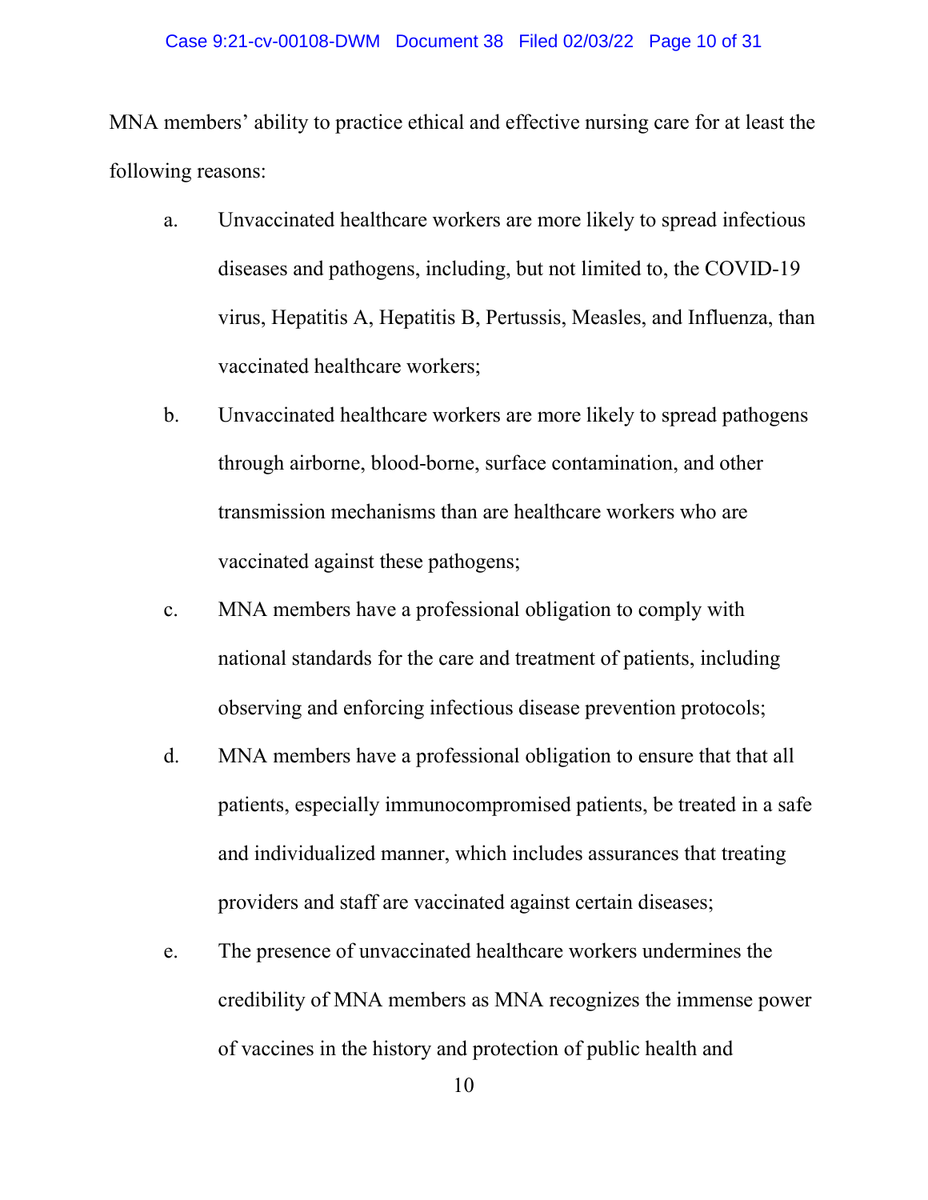MNA members' ability to practice ethical and effective nursing care for at least the following reasons:

a. Unvaccinated healthcare workers are more likely to spread infectious diseases and pathogens, including, but not limited to, the COVID-19 virus, Hepatitis A, Hepatitis B, Pertussis, Measles, and Influenza, than vaccinated healthcare workers;

b. Unvaccinated healthcare workers are more likely to spread pathogens through airborne, blood-borne, surface contamination, and other transmission mechanisms than are healthcare workers who are vaccinated against these pathogens;

c. MNA members have a professional obligation to comply with national standards for the care and treatment of patients, including observing and enforcing infectious disease prevention protocols;

d. MNA members have a professional obligation to ensure that that all patients, especially immunocompromised patients, be treated in a safe and individualized manner, which includes assurances that treating providers and staff are vaccinated against certain diseases;

e. The presence of unvaccinated healthcare workers undermines the credibility of MNA members as MNA recognizes the immense power of vaccines in the history and protection of public health and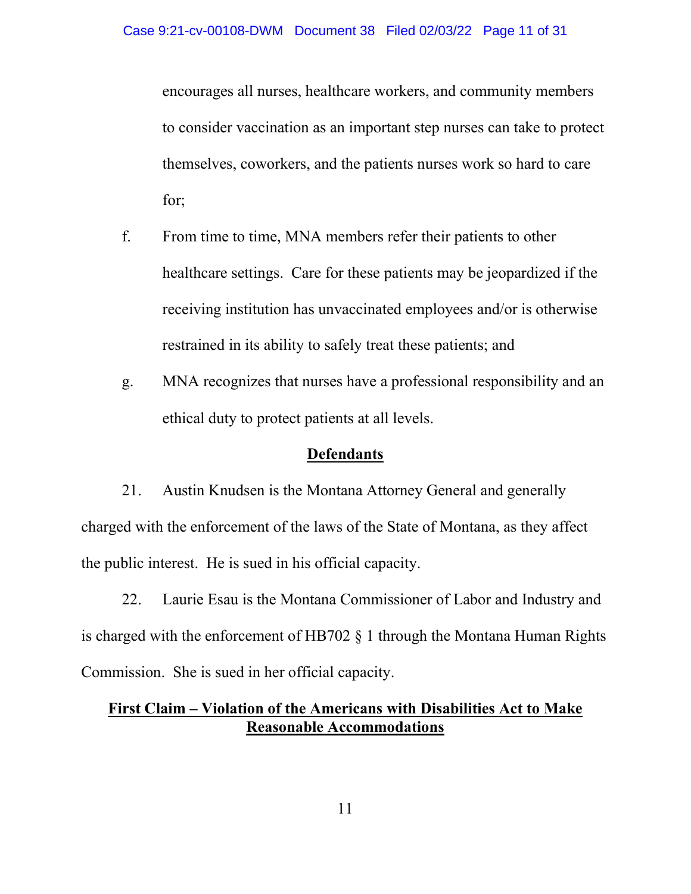encourages all nurses, healthcare workers, and community members to consider vaccination as an important step nurses can take to protect themselves, coworkers, and the patients nurses work so hard to care for;

f. From time to time, MNA members refer their patients to other healthcare settings. Care for these patients may be jeopardized if the receiving institution has unvaccinated employees and/or is otherwise restrained in its ability to safely treat these patients; and

g. MNA recognizes that nurses have a professional responsibility and an ethical duty to protect patients at all levels.

## Defendants

21. Austin Knudsen is the Montana Attorney General and generally charged with the enforcement of the laws of the State of Montana, as they affect the public interest. He is sued in his official capacity.

22. Laurie Esau is the Montana Commissioner of Labor and Industry and is charged with the enforcement of HB702 § 1 through the Montana Human Rights Commission. She is sued in her official capacity.

## First Claim – Violation of the Americans with Disabilities Act to Make Reasonable Accommodations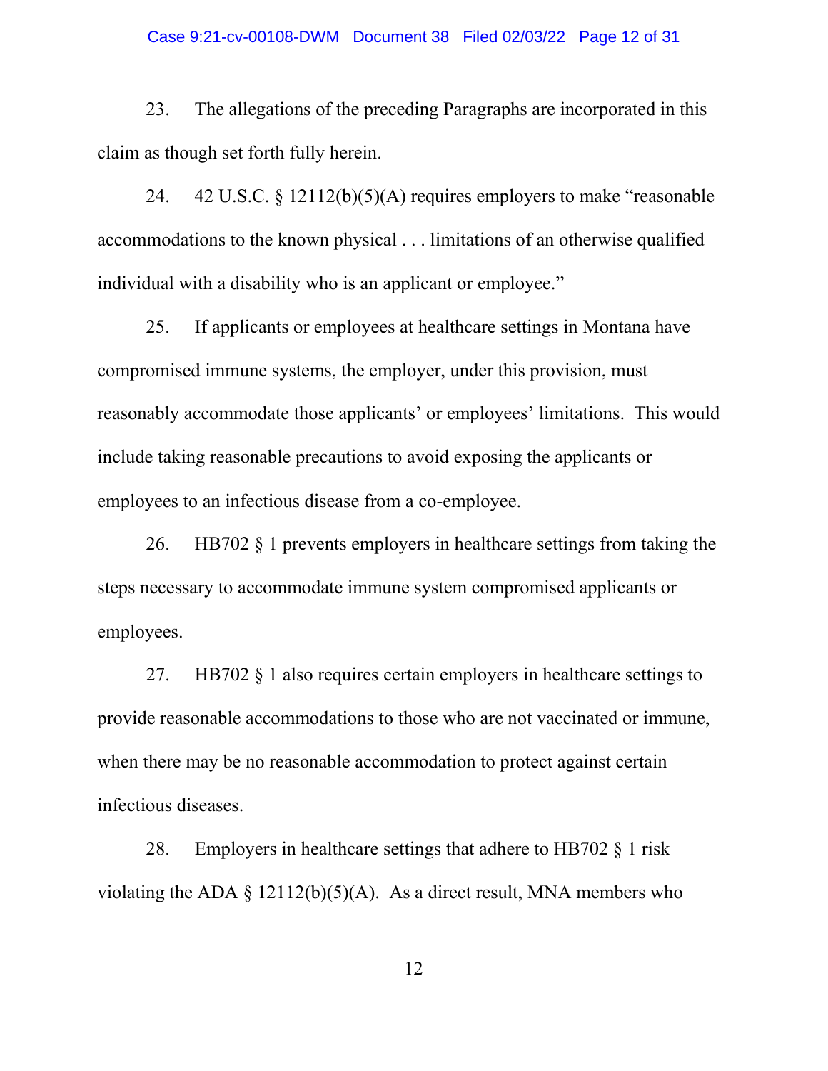23. The allegations of the preceding Paragraphs are incorporated in this claim as though set forth fully herein.

24. 42 U.S.C. § 12112(b)(5)(A) requires employers to make "reasonable accommodations to the known physical . . . limitations of an otherwise qualified individual with a disability who is an applicant or employee."

25. If applicants or employees at healthcare settings in Montana have compromised immune systems, the employer, under this provision, must reasonably accommodate those applicants' or employees' limitations. This would include taking reasonable precautions to avoid exposing the applicants or employees to an infectious disease from a co-employee.

26. HB702 § 1 prevents employers in healthcare settings from taking the steps necessary to accommodate immune system compromised applicants or employees.

27. HB702 § 1 also requires certain employers in healthcare settings to provide reasonable accommodations to those who are not vaccinated or immune, when there may be no reasonable accommodation to protect against certain infectious diseases.

28. Employers in healthcare settings that adhere to HB702 § 1 risk violating the ADA § 12112(b)(5)(A). As a direct result, MNA members who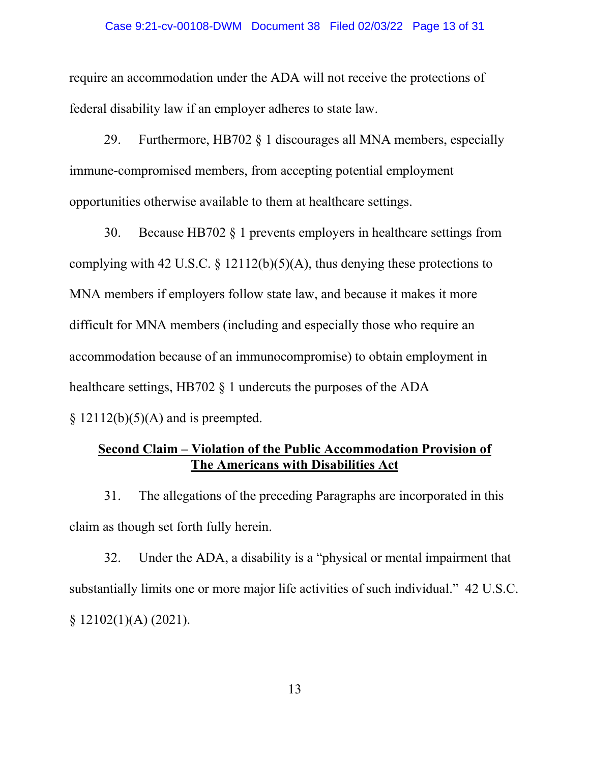require an accommodation under the ADA will not receive the protections of federal disability law if an employer adheres to state law.

29. Furthermore, HB702 § 1 discourages all MNA members, especially immune-compromised members, from accepting potential employment opportunities otherwise available to them at healthcare settings.

30. Because HB702 § 1 prevents employers in healthcare settings from complying with 42 U.S.C. § 12112(b)(5)(A), thus denying these protections to MNA members if employers follow state law, and because it makes it more difficult for MNA members (including and especially those who require an accommodation because of an immunocompromise) to obtain employment in healthcare settings, HB702 § 1 undercuts the purposes of the ADA § 12112(b)(5)(A) and is preempted.

## **Second Claim – Violation of the Public Accommodation Provision of The Americans with Disabilities Act**

31. The allegations of the preceding Paragraphs are incorporated in this claim as though set forth fully herein.

32. Under the ADA, a disability is a "physical or mental impairment that substantially limits one or more major life activities of such individual." 42 U.S.C. § 12102(1)(A) (2021).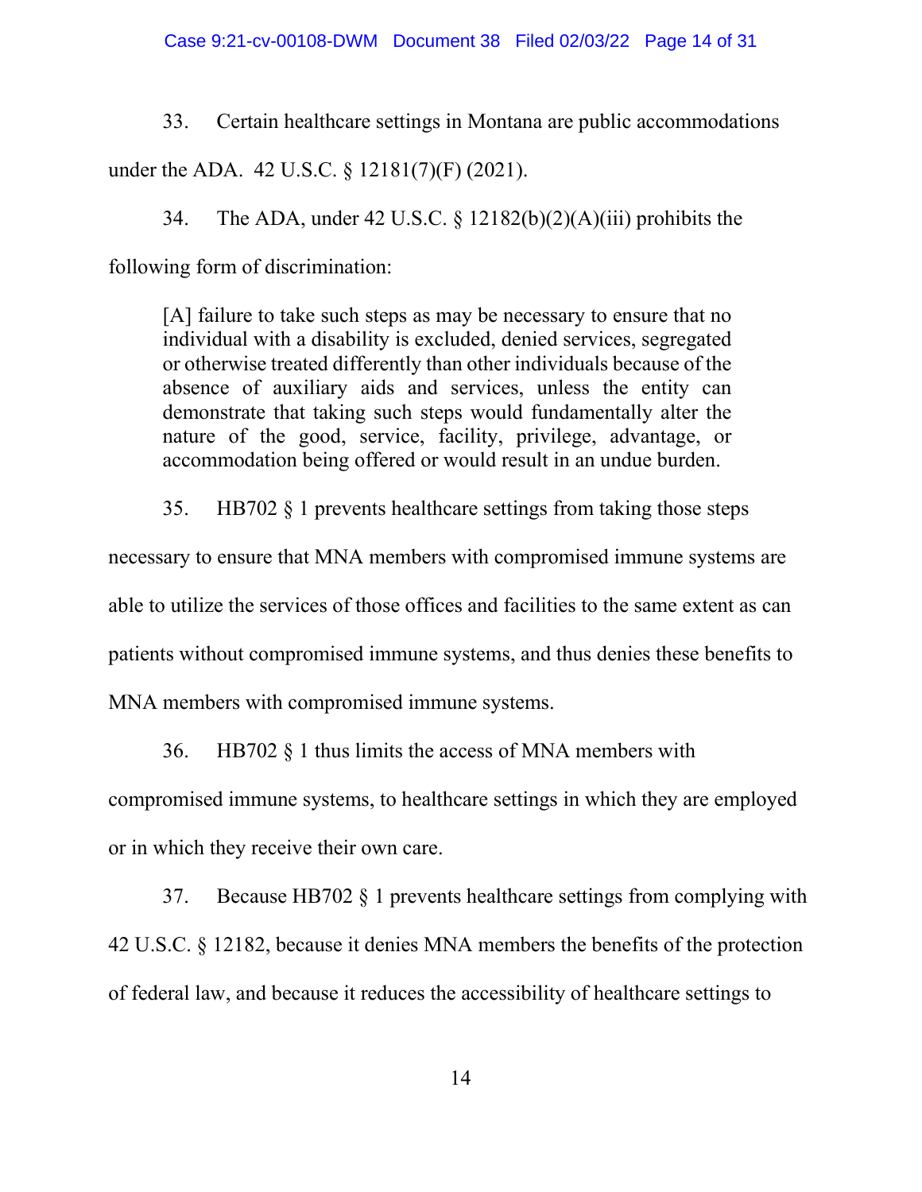33. Certain healthcare settings in Montana are public accommodations under the ADA. 42 U.S.C. § 12181(7)(F) (2021).

34. The ADA, under 42 U.S.C. § 12182(b)(2)(A)(iii) prohibits the following form of discrimination:

> [A] failure to take such steps as may be necessary to ensure that no individual with a disability is excluded, denied services, segregated or otherwise treated differently than other individuals because of the absence of auxiliary aids and services, unless the entity can demonstrate that taking such steps would fundamentally alter the nature of the good, service, facility, privilege, advantage, or accommodation being offered or would result in an undue burden.

35. HB702 § 1 prevents healthcare settings from taking those steps necessary to ensure that MNA members with compromised immune systems are able to utilize the services of those offices and facilities to the same extent as can patients without compromised immune systems, and thus denies these benefits to MNA members with compromised immune systems.

36. HB702 § 1 thus limits the access of MNA members with compromised immune systems, to healthcare settings in which they are employed or in which they receive their own care.

37. Because HB702 § 1 prevents healthcare settings from complying with 42 U.S.C. § 12182, because it denies MNA members the benefits of the protection of federal law, and because it reduces the accessibility of healthcare settings to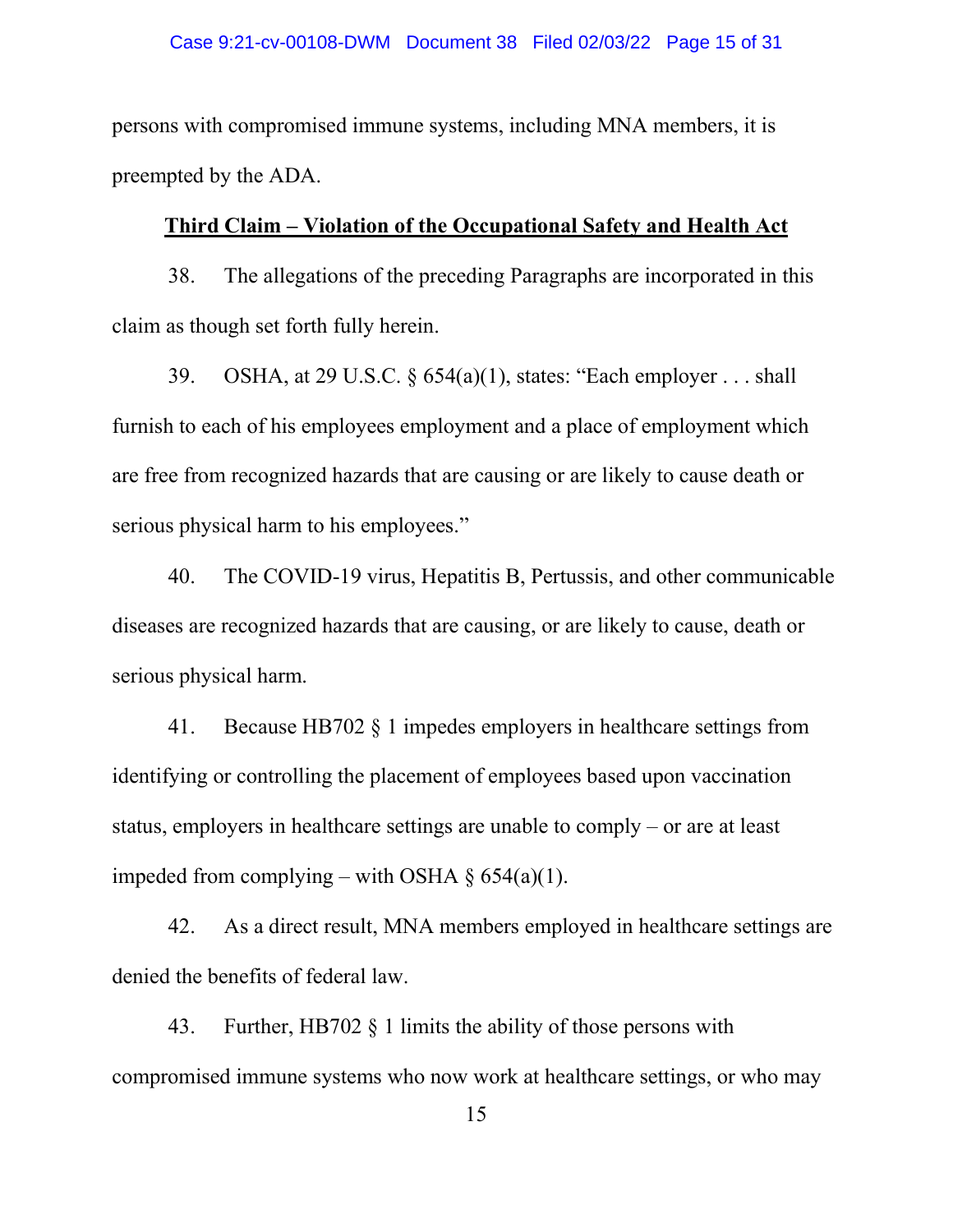persons with compromised immune systems, including MNA members, it is preempted by the ADA.

**Third Claim – Violation of the Occupational Safety and Health Act**

38. The allegations of the preceding Paragraphs are incorporated in this claim as though set forth fully herein.

39. OSHA, at 29 U.S.C. § 654(a)(1), states: "Each employer . . . shall furnish to each of his employees employment and a place of employment which are free from recognized hazards that are causing or are likely to cause death or serious physical harm to his employees."

40. The COVID-19 virus, Hepatitis B, Pertussis, and other communicable diseases are recognized hazards that are causing, or are likely to cause, death or serious physical harm.

41. Because HB702 § 1 impedes employers in healthcare settings from identifying or controlling the placement of employees based upon vaccination status, employers in healthcare settings are unable to comply – or are at least impeded from complying – with OSHA § 654(a)(1).

42. As a direct result, MNA members employed in healthcare settings are denied the benefits of federal law.

43. Further, HB702 § 1 limits the ability of those persons with compromised immune systems who now work at healthcare settings, or who may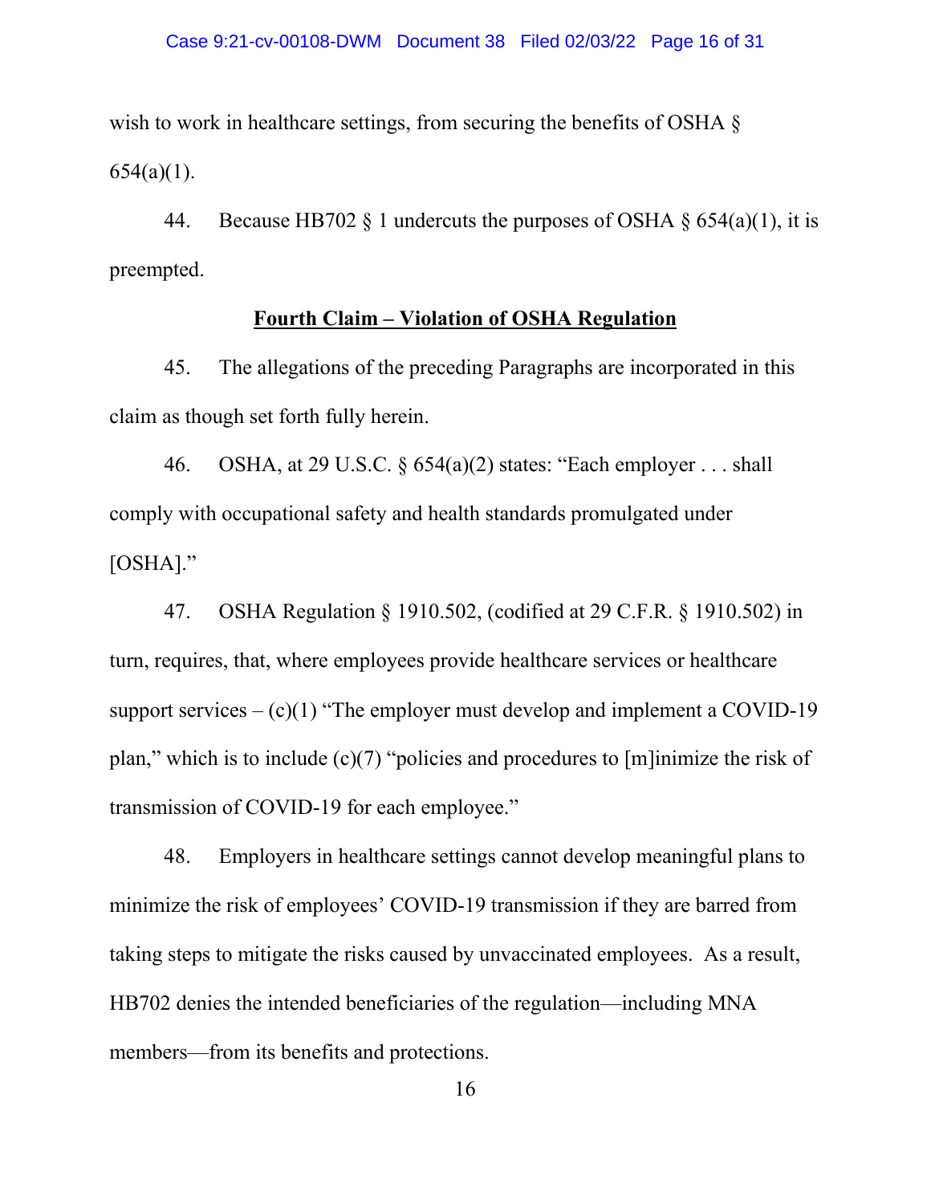wish to work in healthcare settings, from securing the benefits of OSHA § 654(a)(1).

44. Because HB702 § 1 undercuts the purposes of OSHA § 654(a)(1), it is preempted.

## **Fourth Claim – Violation of OSHA Regulation**

45. The allegations of the preceding Paragraphs are incorporated in this claim as though set forth fully herein.

46. OSHA, at 29 U.S.C. § 654(a)(2) states: "Each employer . . . shall comply with occupational safety and health standards promulgated under [OSHA]."

47. OSHA Regulation § 1910.502, (codified at 29 C.F.R. § 1910.502) in turn, requires, that, where employees provide healthcare services or healthcare support services – (c)(1) "The employer must develop and implement a COVID-19 plan," which is to include (c)(7) "policies and procedures to [m]inimize the risk of transmission of COVID-19 for each employee."

48. Employers in healthcare settings cannot develop meaningful plans to minimize the risk of employees' COVID-19 transmission if they are barred from taking steps to mitigate the risks caused by unvaccinated employees. As a result, HB702 denies the intended beneficiaries of the regulation—including MNA members—from its benefits and protections.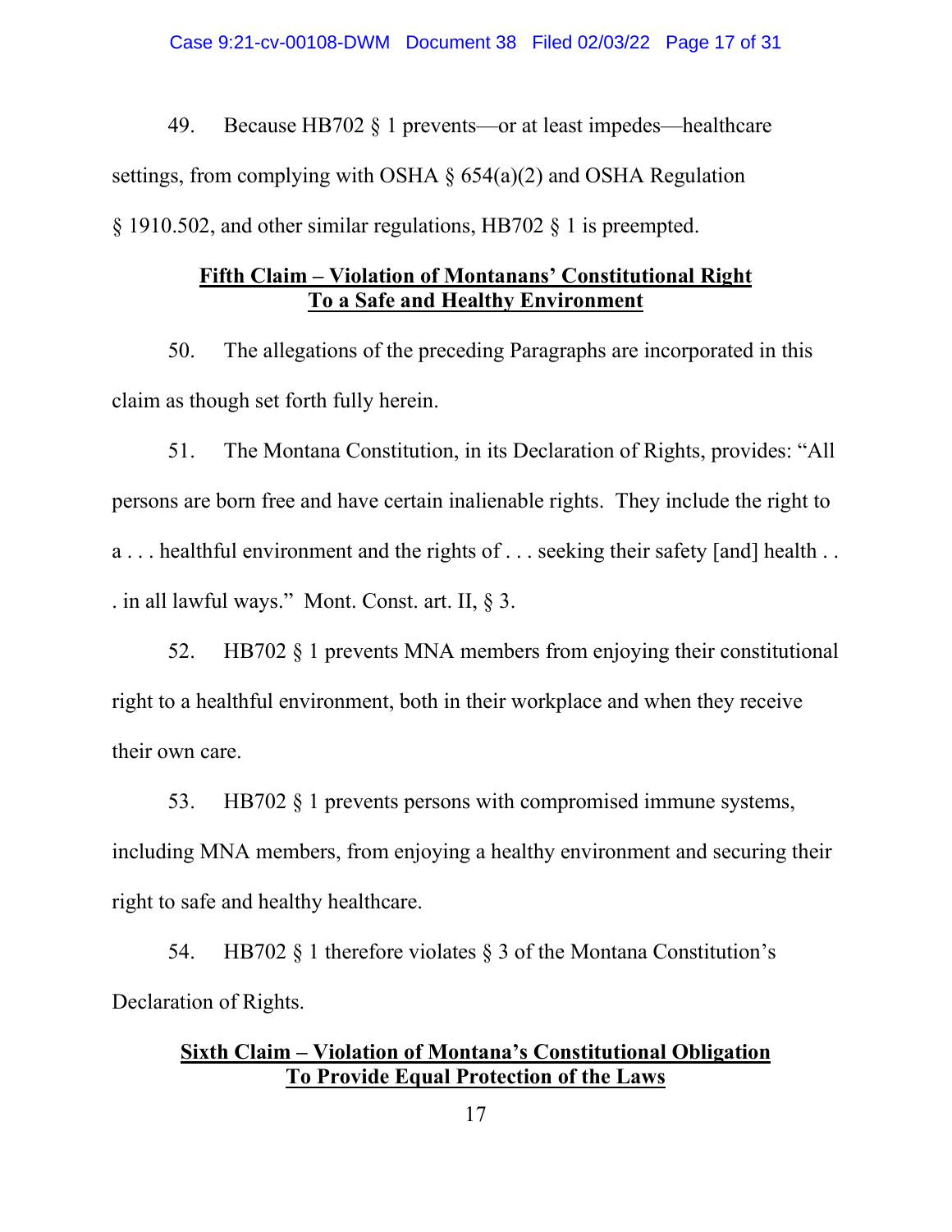49. Because HB702 § 1 prevents—or at least impedes—healthcare settings, from complying with OSHA § 654(a)(2) and OSHA Regulation § 1910.502, and other similar regulations, HB702 § 1 is preempted.

**Fifth Claim – Violation of Montanans' Constitutional Right To a Safe and Healthy Environment**

50. The allegations of the preceding Paragraphs are incorporated in this claim as though set forth fully herein.

51. The Montana Constitution, in its Declaration of Rights, provides: "All persons are born free and have certain inalienable rights. They include the right to a . . . healthful environment and the rights of . . . seeking their safety [and] health . . . in all lawful ways." Mont. Const. art. II, § 3.

52. HB702 § 1 prevents MNA members from enjoying their constitutional right to a healthful environment, both in their workplace and when they receive their own care.

53. HB702 § 1 prevents persons with compromised immune systems, including MNA members, from enjoying a healthy environment and securing their right to safe and healthy healthcare.

54. HB702 § 1 therefore violates § 3 of the Montana Constitution's Declaration of Rights.

**Sixth Claim – Violation of Montana's Constitutional Obligation To Provide Equal Protection of the Laws**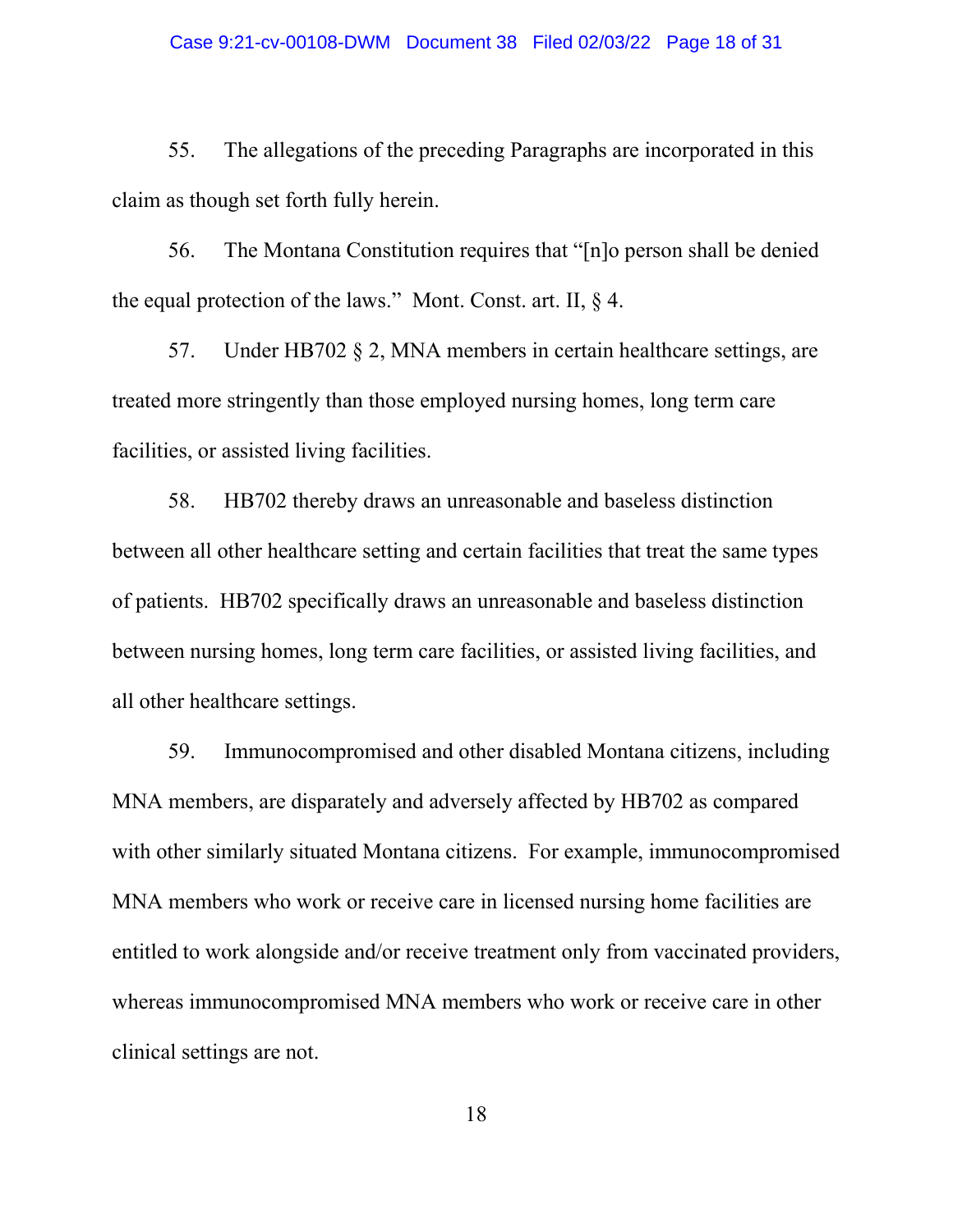55. The allegations of the preceding Paragraphs are incorporated in this claim as though set forth fully herein.

56. The Montana Constitution requires that "[n]o person shall be denied the equal protection of the laws." Mont. Const. art. II, § 4.

57. Under HB702 § 2, MNA members in certain healthcare settings, are treated more stringently than those employed nursing homes, long term care facilities, or assisted living facilities.

58. HB702 thereby draws an unreasonable and baseless distinction between all other healthcare setting and certain facilities that treat the same types of patients. HB702 specifically draws an unreasonable and baseless distinction between nursing homes, long term care facilities, or assisted living facilities, and all other healthcare settings.

59. Immunocompromised and other disabled Montana citizens, including MNA members, are disparately and adversely affected by HB702 as compared with other similarly situated Montana citizens. For example, immunocompromised MNA members who work or receive care in licensed nursing home facilities are entitled to work alongside and/or receive treatment only from vaccinated providers, whereas immunocompromised MNA members who work or receive care in other clinical settings are not.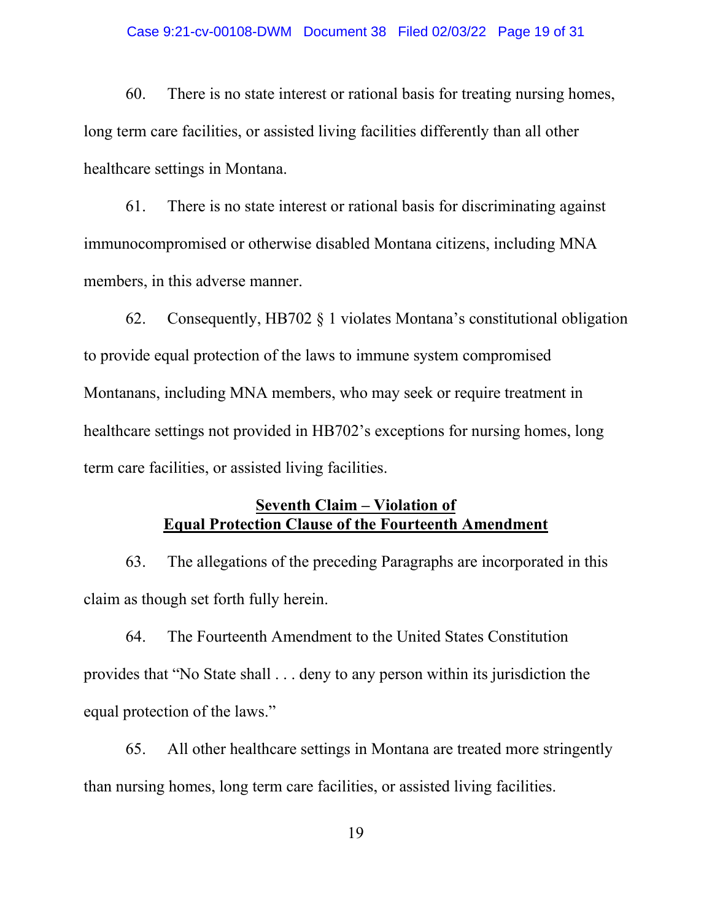60. There is no state interest or rational basis for treating nursing homes, long term care facilities, or assisted living facilities differently than all other healthcare settings in Montana.

61. There is no state interest or rational basis for discriminating against immunocompromised or otherwise disabled Montana citizens, including MNA members, in this adverse manner.

62. Consequently, HB702 § 1 violates Montana's constitutional obligation to provide equal protection of the laws to immune system compromised Montanans, including MNA members, who may seek or require treatment in healthcare settings not provided in HB702's exceptions for nursing homes, long term care facilities, or assisted living facilities.

**<u>Seventh Claim – Violation of</u>**
**<u>Equal Protection Clause of the Fourteenth Amendment</u>**

63. The allegations of the preceding Paragraphs are incorporated in this claim as though set forth fully herein.

64. The Fourteenth Amendment to the United States Constitution provides that "No State shall . . . deny to any person within its jurisdiction the equal protection of the laws."

65. All other healthcare settings in Montana are treated more stringently than nursing homes, long term care facilities, or assisted living facilities.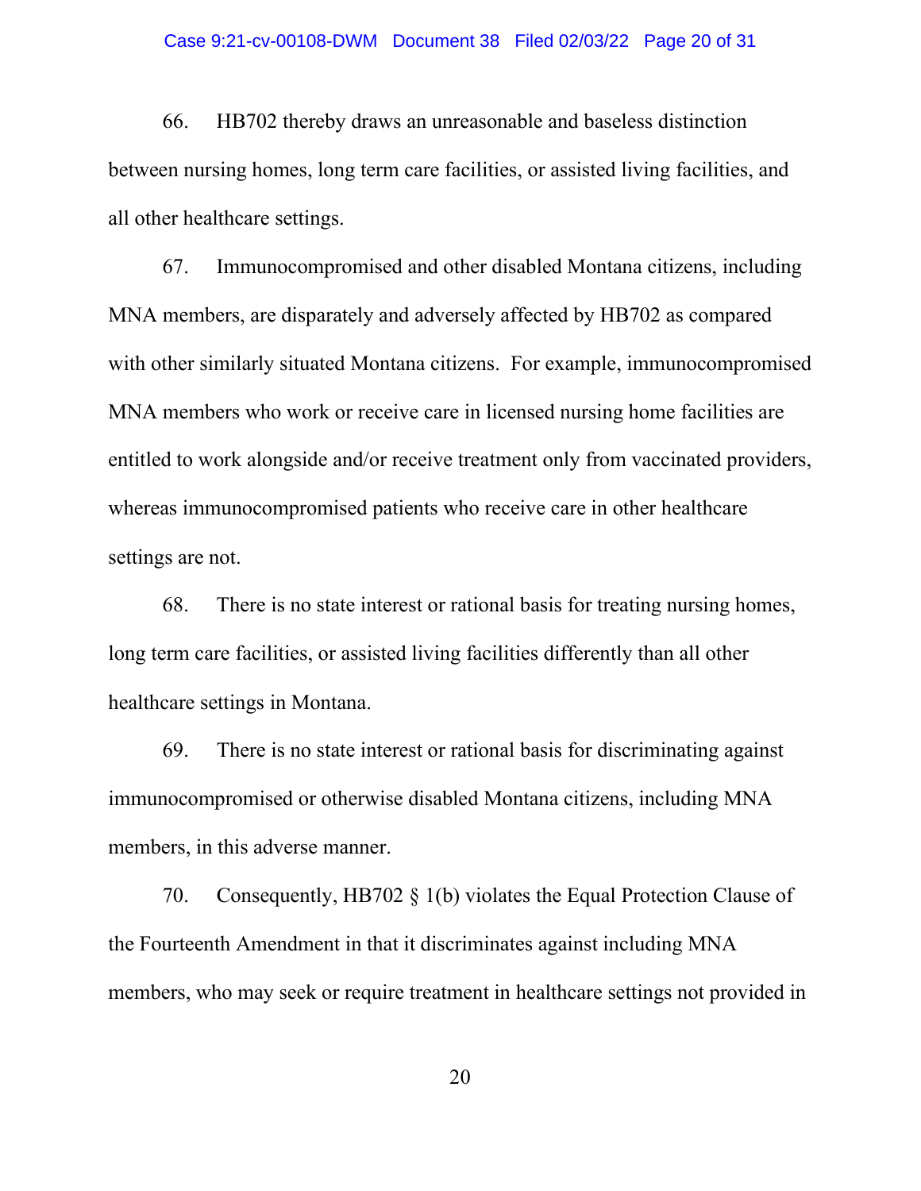66. HB702 thereby draws an unreasonable and baseless distinction between nursing homes, long term care facilities, or assisted living facilities, and all other healthcare settings.

67. Immunocompromised and other disabled Montana citizens, including MNA members, are disparately and adversely affected by HB702 as compared with other similarly situated Montana citizens. For example, immunocompromised MNA members who work or receive care in licensed nursing home facilities are entitled to work alongside and/or receive treatment only from vaccinated providers, whereas immunocompromised patients who receive care in other healthcare settings are not.

68. There is no state interest or rational basis for treating nursing homes, long term care facilities, or assisted living facilities differently than all other healthcare settings in Montana.

69. There is no state interest or rational basis for discriminating against immunocompromised or otherwise disabled Montana citizens, including MNA members, in this adverse manner.

70. Consequently, HB702 § 1(b) violates the Equal Protection Clause of the Fourteenth Amendment in that it discriminates against including MNA members, who may seek or require treatment in healthcare settings not provided in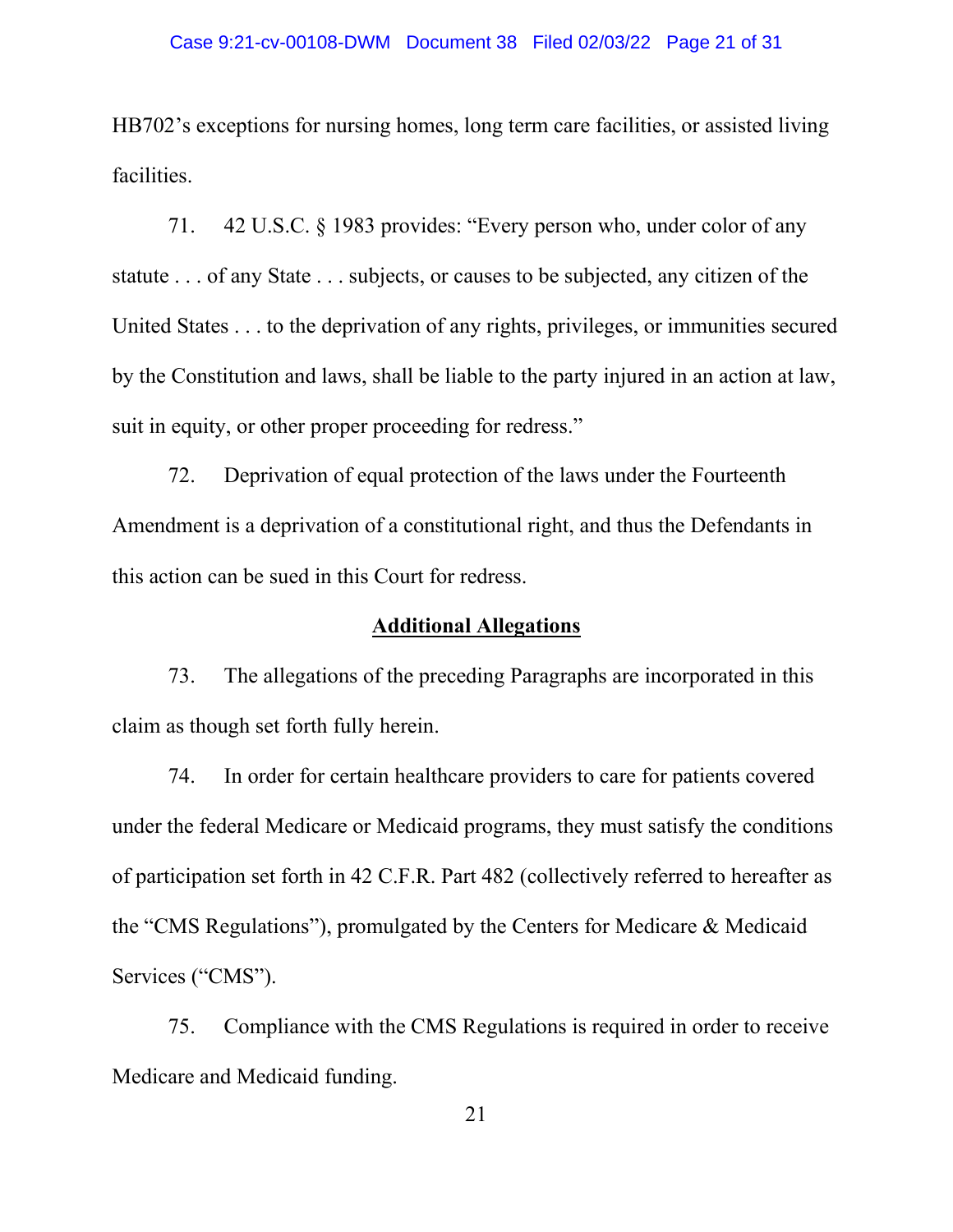HB702's exceptions for nursing homes, long term care facilities, or assisted living facilities.

71. 42 U.S.C. § 1983 provides: "Every person who, under color of any statute . . . of any State . . . subjects, or causes to be subjected, any citizen of the United States . . . to the deprivation of any rights, privileges, or immunities secured by the Constitution and laws, shall be liable to the party injured in an action at law, suit in equity, or other proper proceeding for redress."

72. Deprivation of equal protection of the laws under the Fourteenth Amendment is a deprivation of a constitutional right, and thus the Defendants in this action can be sued in this Court for redress.

**Additional Allegations**

73. The allegations of the preceding Paragraphs are incorporated in this claim as though set forth fully herein.

74. In order for certain healthcare providers to care for patients covered under the federal Medicare or Medicaid programs, they must satisfy the conditions of participation set forth in 42 C.F.R. Part 482 (collectively referred to hereafter as the "CMS Regulations"), promulgated by the Centers for Medicare & Medicaid Services ("CMS").

75. Compliance with the CMS Regulations is required in order to receive Medicare and Medicaid funding.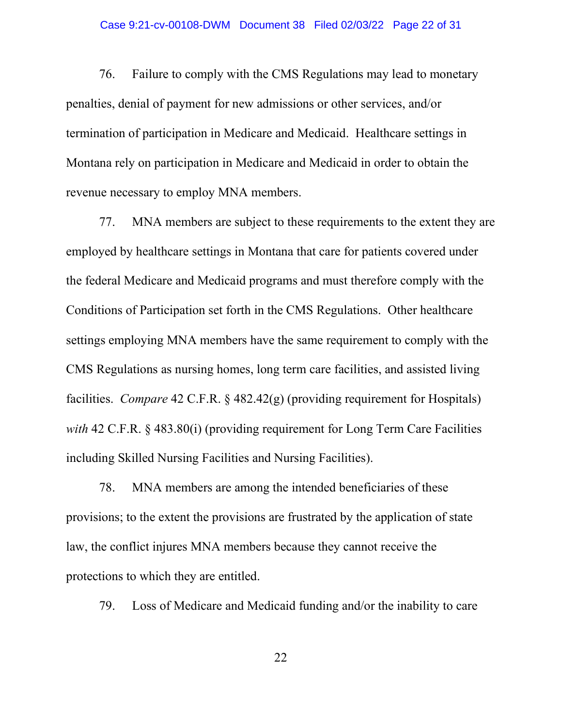76. Failure to comply with the CMS Regulations may lead to monetary penalties, denial of payment for new admissions or other services, and/or termination of participation in Medicare and Medicaid. Healthcare settings in Montana rely on participation in Medicare and Medicaid in order to obtain the revenue necessary to employ MNA members.

77. MNA members are subject to these requirements to the extent they are employed by healthcare settings in Montana that care for patients covered under the federal Medicare and Medicaid programs and must therefore comply with the Conditions of Participation set forth in the CMS Regulations. Other healthcare settings employing MNA members have the same requirement to comply with the CMS Regulations as nursing homes, long term care facilities, and assisted living facilities. *Compare* 42 C.F.R. § 482.42(g) (providing requirement for Hospitals) *with* 42 C.F.R. § 483.80(i) (providing requirement for Long Term Care Facilities including Skilled Nursing Facilities and Nursing Facilities).

78. MNA members are among the intended beneficiaries of these provisions; to the extent the provisions are frustrated by the application of state law, the conflict injures MNA members because they cannot receive the protections to which they are entitled.

79. Loss of Medicare and Medicaid funding and/or the inability to care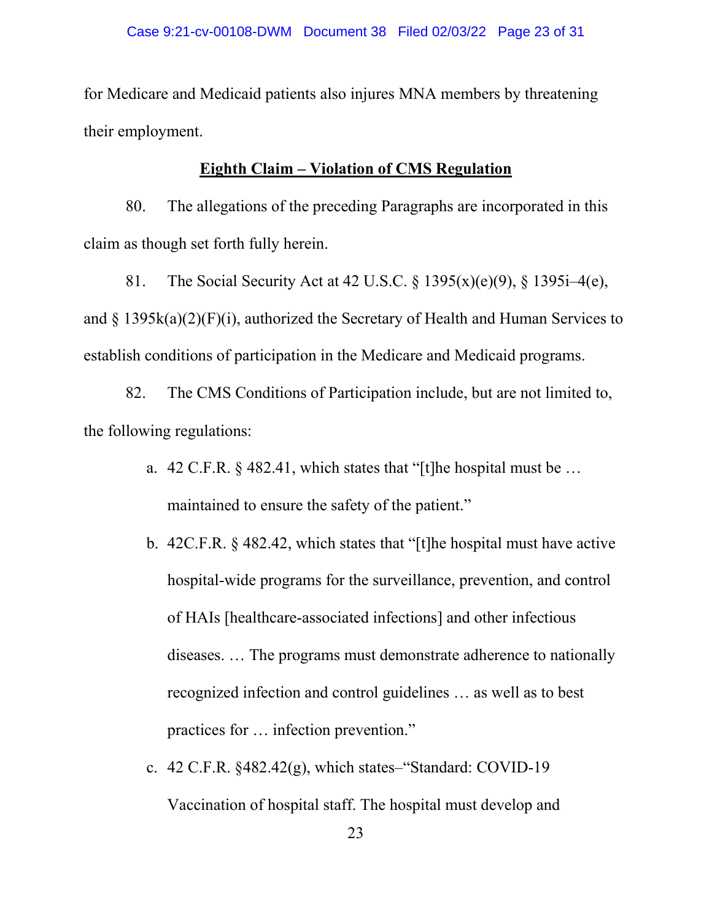for Medicare and Medicaid patients also injures MNA members by threatening their employment.

**Eighth Claim – Violation of CMS Regulation**

80. The allegations of the preceding Paragraphs are incorporated in this claim as though set forth fully herein.

81. The Social Security Act at 42 U.S.C. § 1395(x)(e)(9), § 1395i–4(e), and § 1395k(a)(2)(F)(i), authorized the Secretary of Health and Human Services to establish conditions of participation in the Medicare and Medicaid programs.

82. The CMS Conditions of Participation include, but are not limited to, the following regulations:

a. 42 C.F.R. § 482.41, which states that "[t]he hospital must be … maintained to ensure the safety of the patient."

b. 42C.F.R. § 482.42, which states that "[t]he hospital must have active hospital-wide programs for the surveillance, prevention, and control of HAIs [healthcare-associated infections] and other infectious diseases. … The programs must demonstrate adherence to nationally recognized infection and control guidelines … as well as to best practices for … infection prevention."

c. 42 C.F.R. §482.42(g), which states–"Standard: COVID-19 Vaccination of hospital staff. The hospital must develop and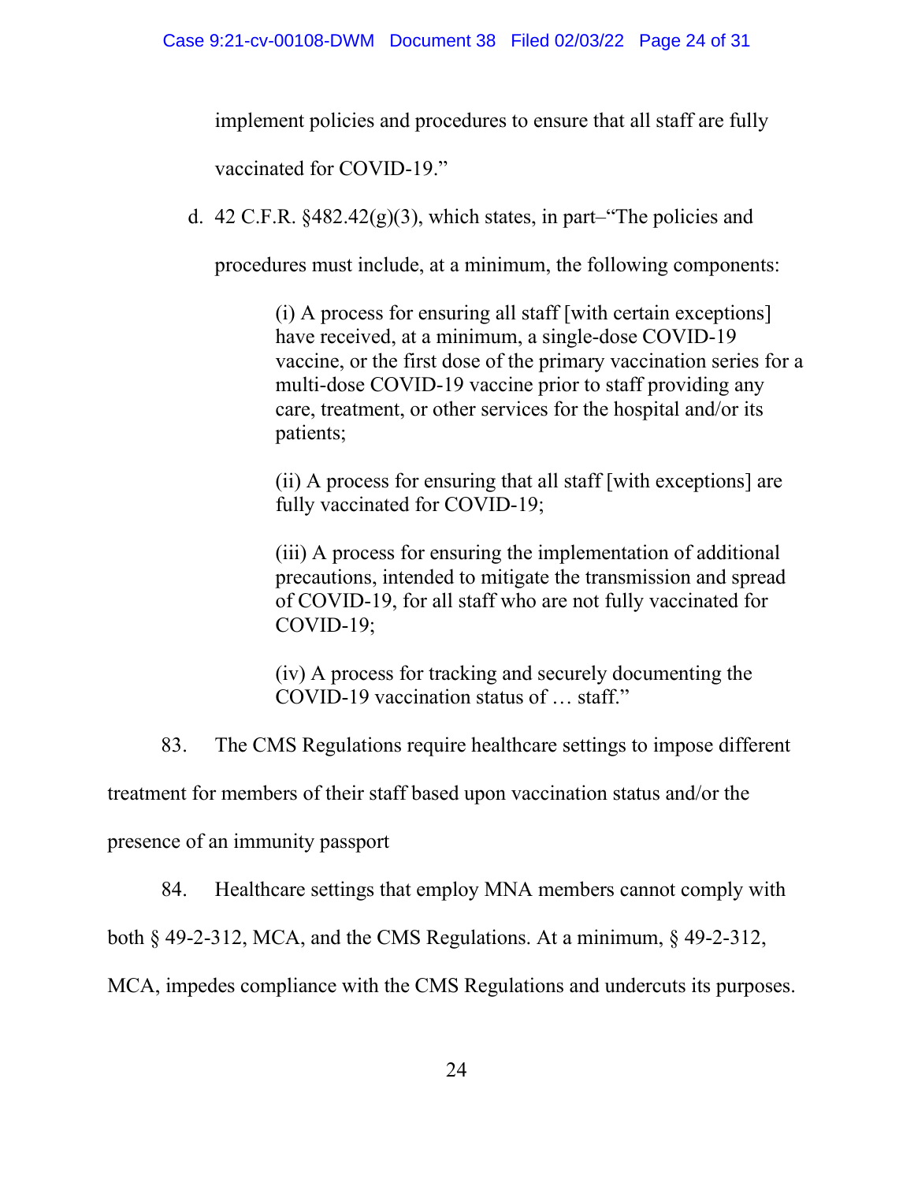implement policies and procedures to ensure that all staff are fully vaccinated for COVID-19."

d. 42 C.F.R. §482.42(g)(3), which states, in part–"The policies and procedures must include, at a minimum, the following components:

> (i) A process for ensuring all staff [with certain exceptions] have received, at a minimum, a single-dose COVID-19 vaccine, or the first dose of the primary vaccination series for a multi-dose COVID-19 vaccine prior to staff providing any care, treatment, or other services for the hospital and/or its patients;
>
> (ii) A process for ensuring that all staff [with exceptions] are fully vaccinated for COVID-19;
>
> (iii) A process for ensuring the implementation of additional precautions, intended to mitigate the transmission and spread of COVID-19, for all staff who are not fully vaccinated for COVID-19;
>
> (iv) A process for tracking and securely documenting the COVID-19 vaccination status of … staff."

83. The CMS Regulations require healthcare settings to impose different treatment for members of their staff based upon vaccination status and/or the presence of an immunity passport

84. Healthcare settings that employ MNA members cannot comply with both § 49-2-312, MCA, and the CMS Regulations. At a minimum, § 49-2-312, MCA, impedes compliance with the CMS Regulations and undercuts its purposes.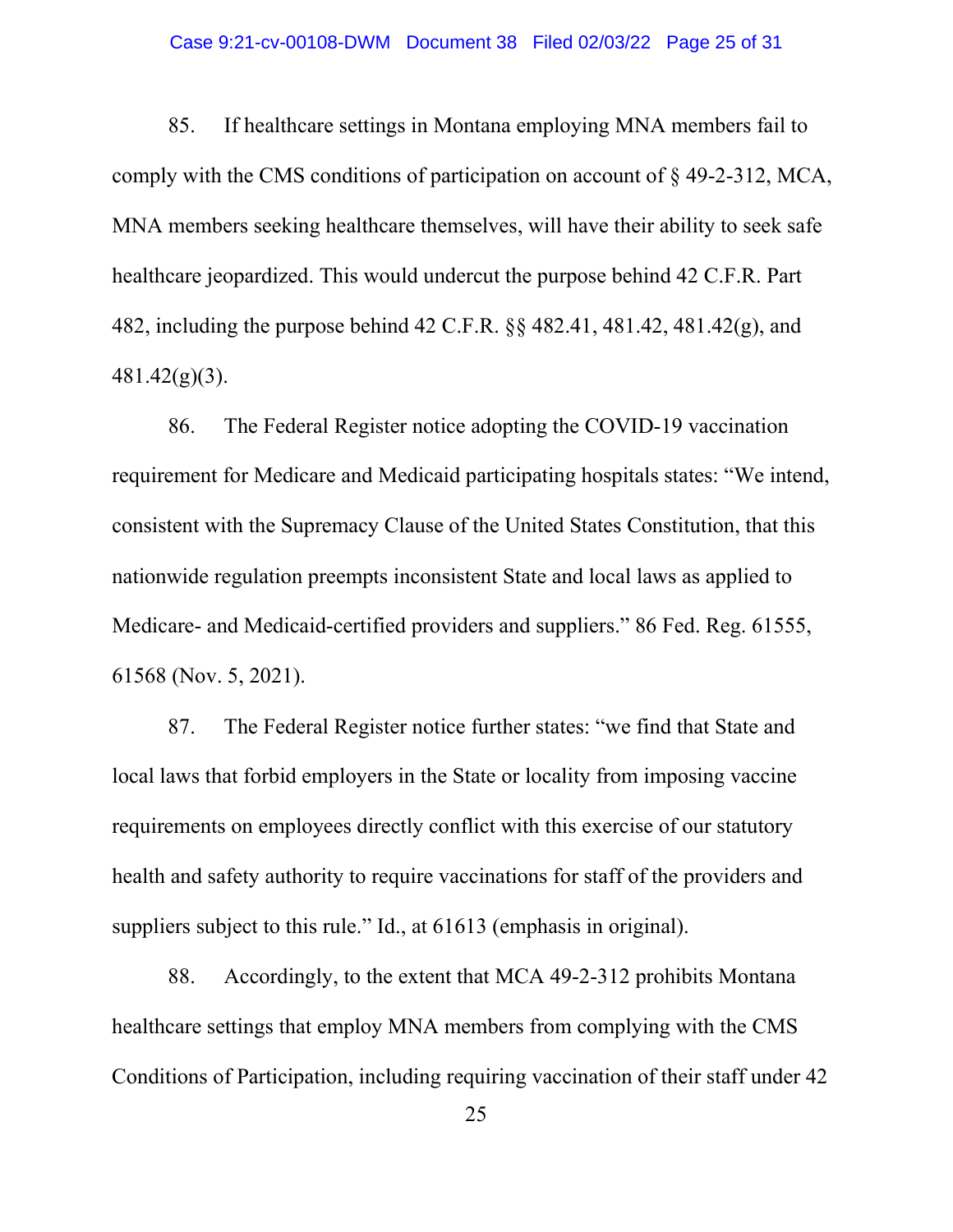85. If healthcare settings in Montana employing MNA members fail to comply with the CMS conditions of participation on account of § 49-2-312, MCA, MNA members seeking healthcare themselves, will have their ability to seek safe healthcare jeopardized. This would undercut the purpose behind 42 C.F.R. Part 482, including the purpose behind 42 C.F.R. §§ 482.41, 481.42, 481.42(g), and 481.42(g)(3).

86. The Federal Register notice adopting the COVID-19 vaccination requirement for Medicare and Medicaid participating hospitals states: "We intend, consistent with the Supremacy Clause of the United States Constitution, that this nationwide regulation preempts inconsistent State and local laws as applied to Medicare- and Medicaid-certified providers and suppliers." 86 Fed. Reg. 61555, 61568 (Nov. 5, 2021).

87. The Federal Register notice further states: "we find that State and local laws that forbid employers in the State or locality from imposing vaccine requirements on employees directly conflict with this exercise of our statutory health and safety authority to require vaccinations for staff of the providers and suppliers subject to this rule." Id., at 61613 (emphasis in original).

88. Accordingly, to the extent that MCA 49-2-312 prohibits Montana healthcare settings that employ MNA members from complying with the CMS Conditions of Participation, including requiring vaccination of their staff under 42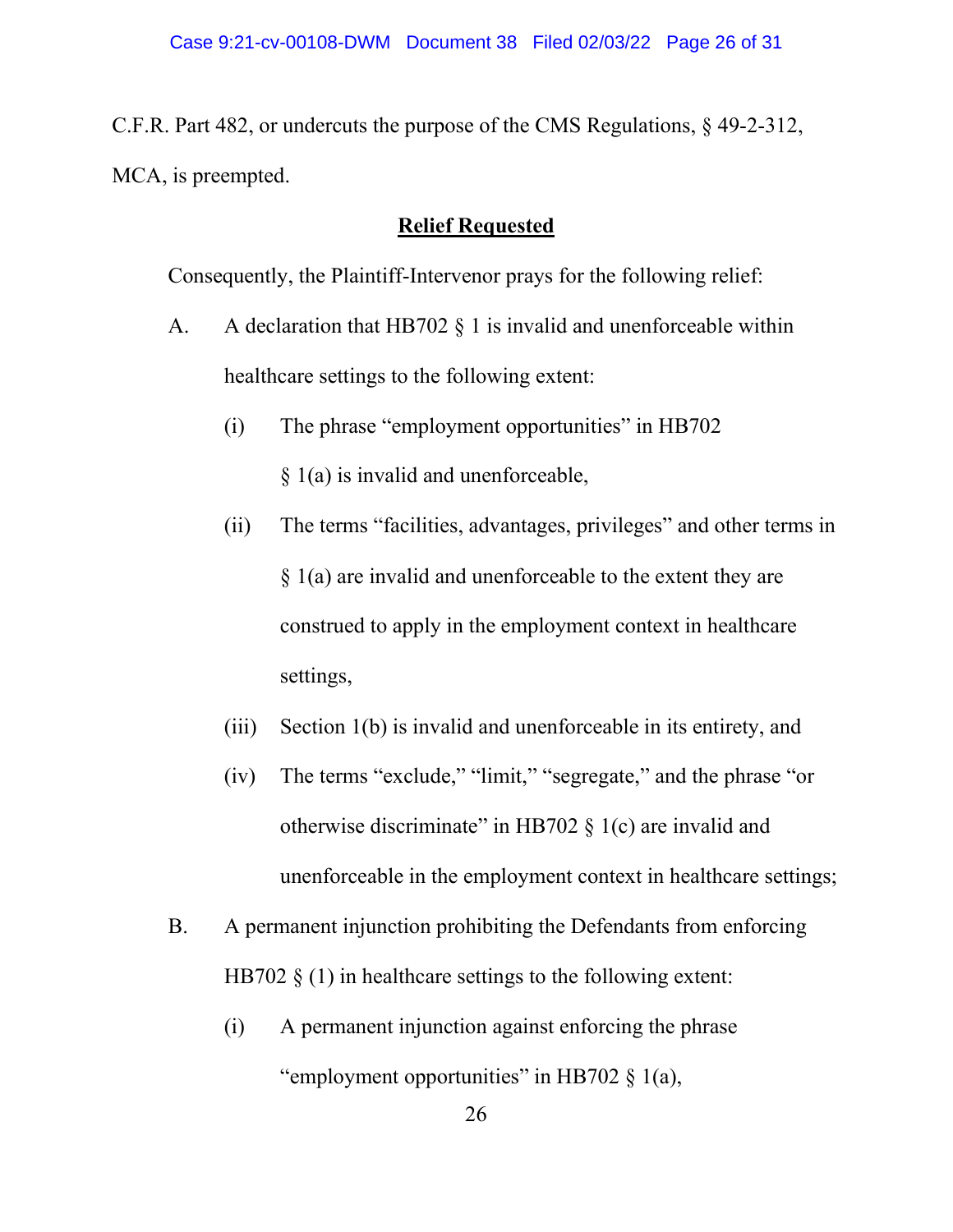C.F.R. Part 482, or undercuts the purpose of the CMS Regulations, § 49-2-312, MCA, is preempted.

**Relief Requested**

Consequently, the Plaintiff-Intervenor prays for the following relief:

A. A declaration that HB702 § 1 is invalid and unenforceable within healthcare settings to the following extent:

   (i) The phrase "employment opportunities" in HB702 § 1(a) is invalid and unenforceable,

   (ii) The terms "facilities, advantages, privileges" and other terms in § 1(a) are invalid and unenforceable to the extent they are construed to apply in the employment context in healthcare settings,

   (iii) Section 1(b) is invalid and unenforceable in its entirety, and

   (iv) The terms "exclude," "limit," "segregate," and the phrase "or otherwise discriminate" in HB702 § 1(c) are invalid and unenforceable in the employment context in healthcare settings;

B. A permanent injunction prohibiting the Defendants from enforcing HB702 § (1) in healthcare settings to the following extent:

   (i) A permanent injunction against enforcing the phrase "employment opportunities" in HB702 § 1(a),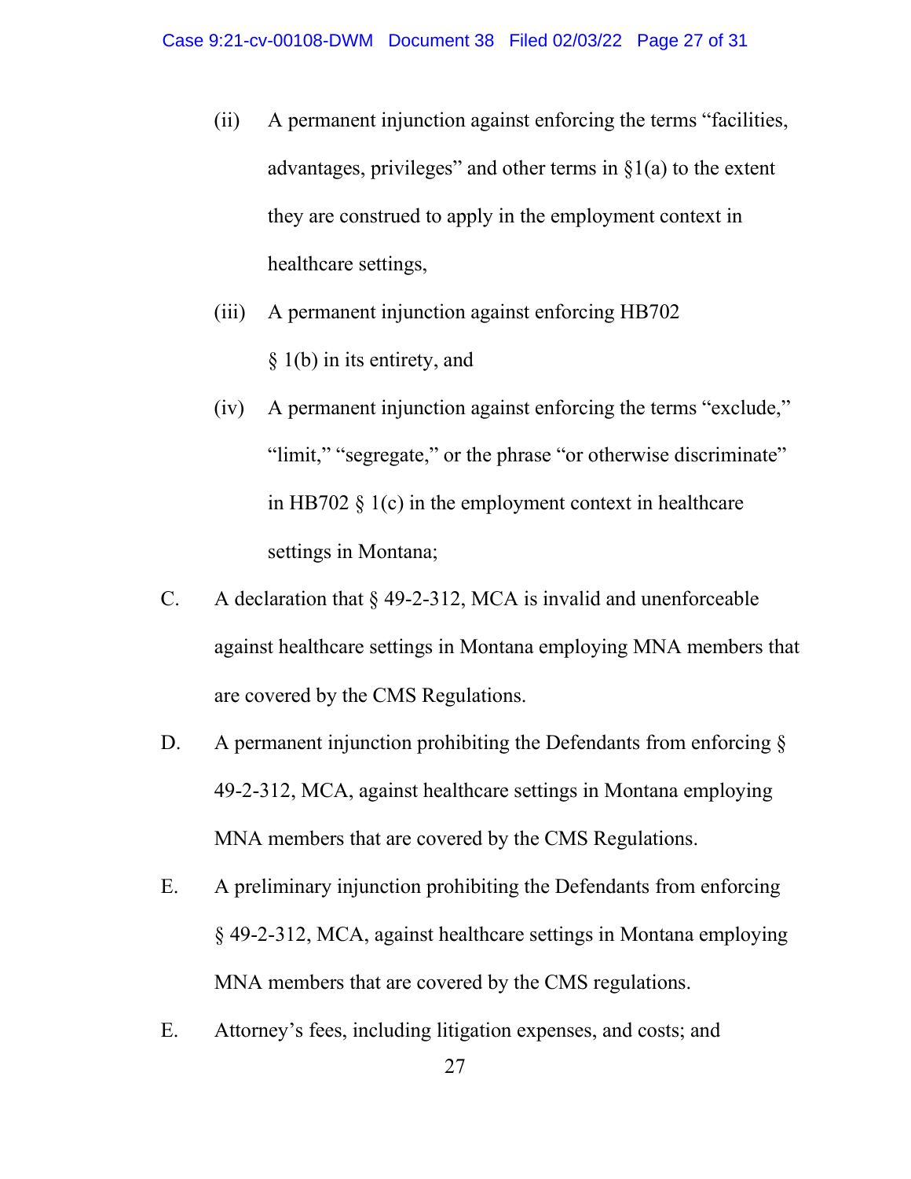(ii) A permanent injunction against enforcing the terms "facilities, advantages, privileges" and other terms in §1(a) to the extent they are construed to apply in the employment context in healthcare settings,

(iii) A permanent injunction against enforcing HB702 § 1(b) in its entirety, and

(iv) A permanent injunction against enforcing the terms "exclude," "limit," "segregate," or the phrase "or otherwise discriminate" in HB702 § 1(c) in the employment context in healthcare settings in Montana;

C. A declaration that § 49-2-312, MCA is invalid and unenforceable against healthcare settings in Montana employing MNA members that are covered by the CMS Regulations.

D. A permanent injunction prohibiting the Defendants from enforcing § 49-2-312, MCA, against healthcare settings in Montana employing MNA members that are covered by the CMS Regulations.

E. A preliminary injunction prohibiting the Defendants from enforcing § 49-2-312, MCA, against healthcare settings in Montana employing MNA members that are covered by the CMS regulations.

E. Attorney's fees, including litigation expenses, and costs; and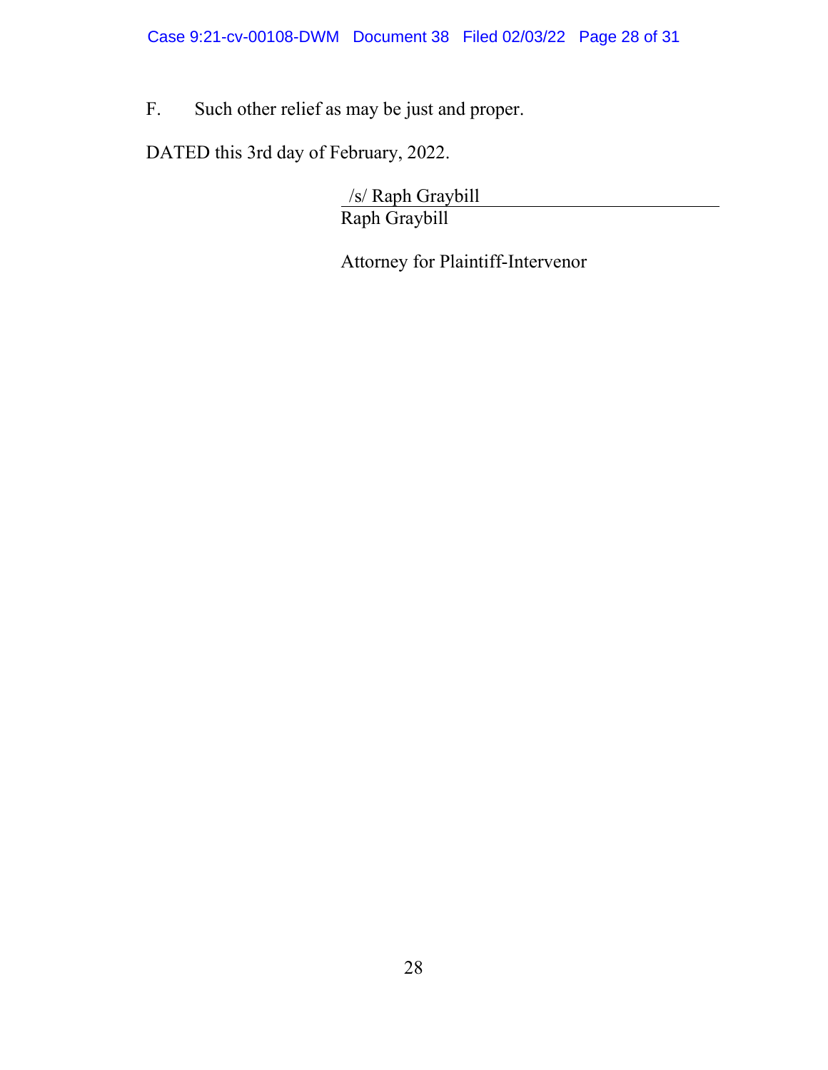F. Such other relief as may be just and proper.

DATED this 3rd day of February, 2022.

/s/ Raph Graybill
Raph Graybill

Attorney for Plaintiff-Intervenor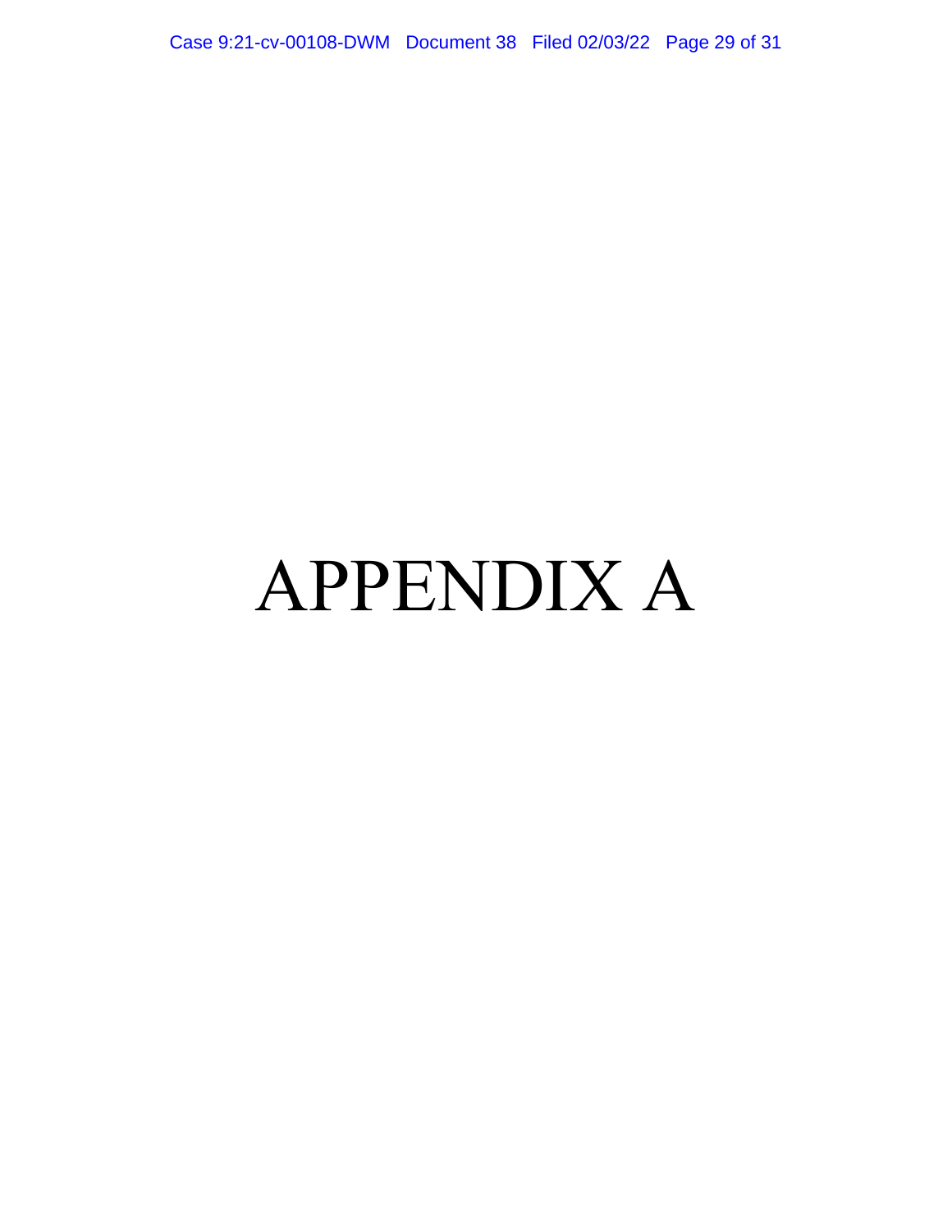# APPENDIX A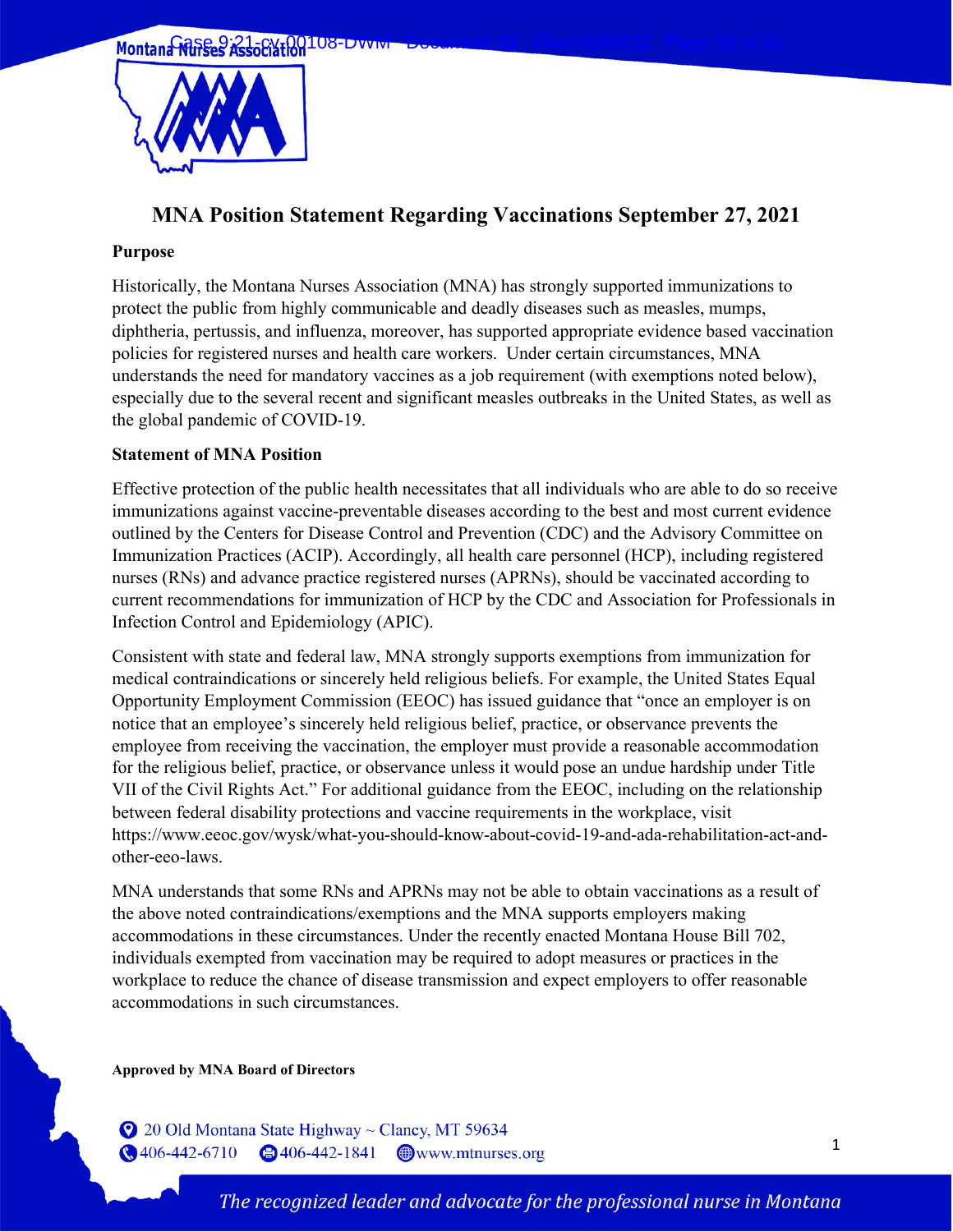Montana Nurses Association

# MNA Position Statement Regarding Vaccinations September 27, 2021

**Purpose**

Historically, the Montana Nurses Association (MNA) has strongly supported immunizations to protect the public from highly communicable and deadly diseases such as measles, mumps, diphtheria, pertussis, and influenza, moreover, has supported appropriate evidence based vaccination policies for registered nurses and health care workers. Under certain circumstances, MNA understands the need for mandatory vaccines as a job requirement (with exemptions noted below), especially due to the several recent and significant measles outbreaks in the United States, as well as the global pandemic of COVID-19.

**Statement of MNA Position**

Effective protection of the public health necessitates that all individuals who are able to do so receive immunizations against vaccine-preventable diseases according to the best and most current evidence outlined by the Centers for Disease Control and Prevention (CDC) and the Advisory Committee on Immunization Practices (ACIP). Accordingly, all health care personnel (HCP), including registered nurses (RNs) and advance practice registered nurses (APRNs), should be vaccinated according to current recommendations for immunization of HCP by the CDC and Association for Professionals in Infection Control and Epidemiology (APIC).

Consistent with state and federal law, MNA strongly supports exemptions from immunization for medical contraindications or sincerely held religious beliefs. For example, the United States Equal Opportunity Employment Commission (EEOC) has issued guidance that "once an employer is on notice that an employee's sincerely held religious belief, practice, or observance prevents the employee from receiving the vaccination, the employer must provide a reasonable accommodation for the religious belief, practice, or observance unless it would pose an undue hardship under Title VII of the Civil Rights Act." For additional guidance from the EEOC, including on the relationship between federal disability protections and vaccine requirements in the workplace, visit https://www.eeoc.gov/wysk/what-you-should-know-about-covid-19-and-ada-rehabilitation-act-and-other-eeo-laws.

MNA understands that some RNs and APRNs may not be able to obtain vaccinations as a result of the above noted contraindications/exemptions and the MNA supports employers making accommodations in these circumstances. Under the recently enacted Montana House Bill 702, individuals exempted from vaccination may be required to adopt measures or practices in the workplace to reduce the chance of disease transmission and expect employers to offer reasonable accommodations in such circumstances.

**Approved by MNA Board of Directors**

20 Old Montana State Highway ~ Clancy, MT 59634
406-442-6710 406-442-1841 www.mtnurses.org

*The recognized leader and advocate for the professional nurse in Montana*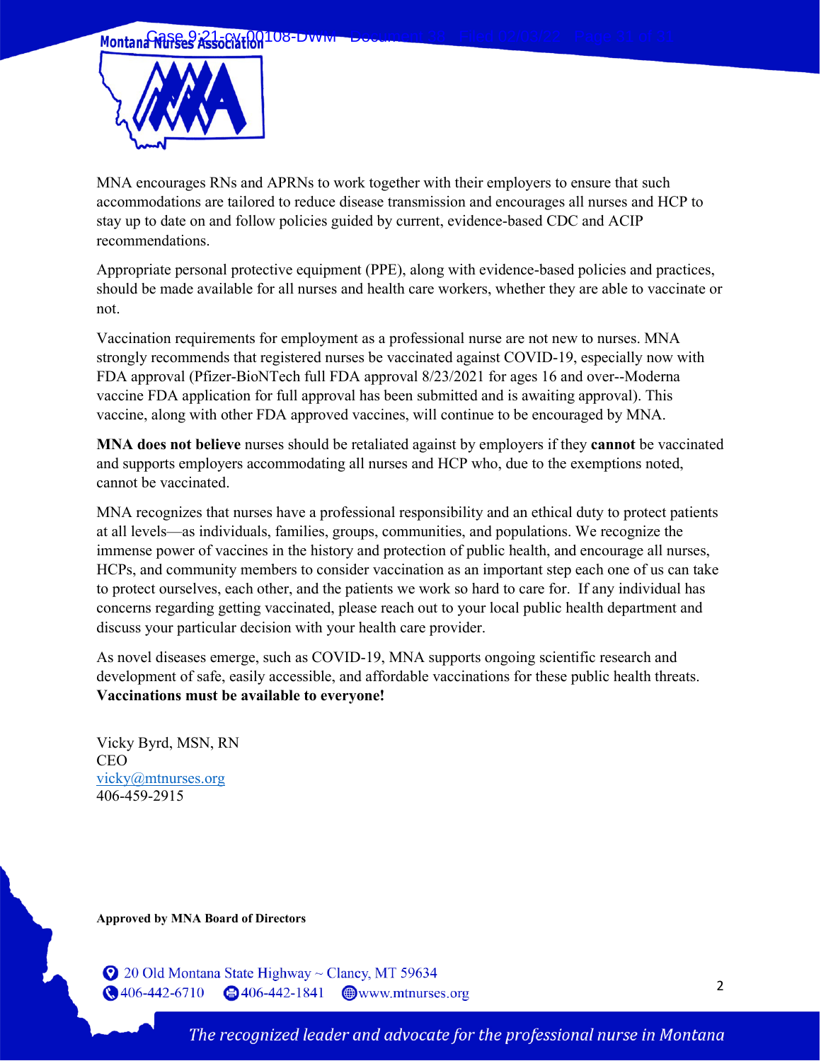MNA encourages RNs and APRNs to work together with their employers to ensure that such accommodations are tailored to reduce disease transmission and encourages all nurses and HCP to stay up to date on and follow policies guided by current, evidence-based CDC and ACIP recommendations.

Appropriate personal protective equipment (PPE), along with evidence-based policies and practices, should be made available for all nurses and health care workers, whether they are able to vaccinate or not.

Vaccination requirements for employment as a professional nurse are not new to nurses. MNA strongly recommends that registered nurses be vaccinated against COVID-19, especially now with FDA approval (Pfizer-BioNTech full FDA approval 8/23/2021 for ages 16 and over--Moderna vaccine FDA application for full approval has been submitted and is awaiting approval). This vaccine, along with other FDA approved vaccines, will continue to be encouraged by MNA.

**MNA does not believe** nurses should be retaliated against by employers if they **cannot** be vaccinated and supports employers accommodating all nurses and HCP who, due to the exemptions noted, cannot be vaccinated.

MNA recognizes that nurses have a professional responsibility and an ethical duty to protect patients at all levels—as individuals, families, groups, communities, and populations. We recognize the immense power of vaccines in the history and protection of public health, and encourage all nurses, HCPs, and community members to consider vaccination as an important step each one of us can take to protect ourselves, each other, and the patients we work so hard to care for. If any individual has concerns regarding getting vaccinated, please reach out to your local public health department and discuss your particular decision with your health care provider.

As novel diseases emerge, such as COVID-19, MNA supports ongoing scientific research and development of safe, easily accessible, and affordable vaccinations for these public health threats. **Vaccinations must be available to everyone!**

Vicky Byrd, MSN, RN
CEO
vicky@mtnurses.org
406-459-2915

**Approved by MNA Board of Directors**

20 Old Montana State Highway ~ Clancy, MT 59634
406-442-6710 406-442-1841 www.mtnurses.org

*The recognized leader and advocate for the professional nurse in Montana*